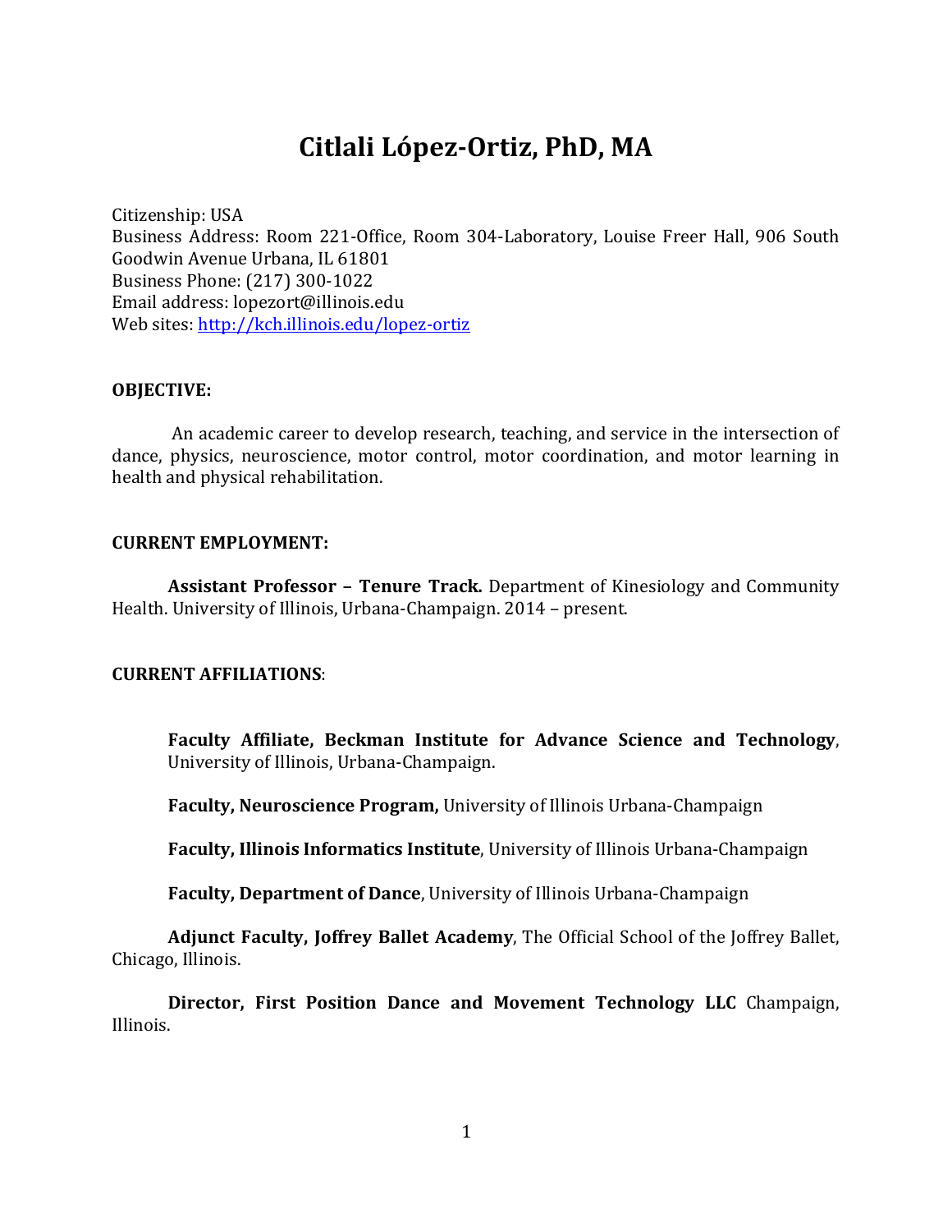# Citlali López-Ortiz, PhD, MA

Citizenship: USA
Business Address: Room 221-Office, Room 304-Laboratory, Louise Freer Hall, 906 South Goodwin Avenue Urbana, IL 61801
Business Phone: (217) 300-1022
Email address: lopezort@illinois.edu
Web sites: [http://kch.illinois.edu/lopez-ortiz](http://kch.illinois.edu/lopez-ortiz)

**OBJECTIVE:**

An academic career to develop research, teaching, and service in the intersection of dance, physics, neuroscience, motor control, motor coordination, and motor learning in health and physical rehabilitation.

**CURRENT EMPLOYMENT:**

**Assistant Professor – Tenure Track.** Department of Kinesiology and Community Health. University of Illinois, Urbana-Champaign. 2014 – present.

**CURRENT AFFILIATIONS**:

**Faculty Affiliate, Beckman Institute for Advance Science and Technology**, University of Illinois, Urbana-Champaign.

**Faculty, Neuroscience Program,** University of Illinois Urbana-Champaign

**Faculty, Illinois Informatics Institute**, University of Illinois Urbana-Champaign

**Faculty, Department of Dance**, University of Illinois Urbana-Champaign

**Adjunct Faculty, Joffrey Ballet Academy**, The Official School of the Joffrey Ballet, Chicago, Illinois.

**Director, First Position Dance and Movement Technology LLC** Champaign, Illinois.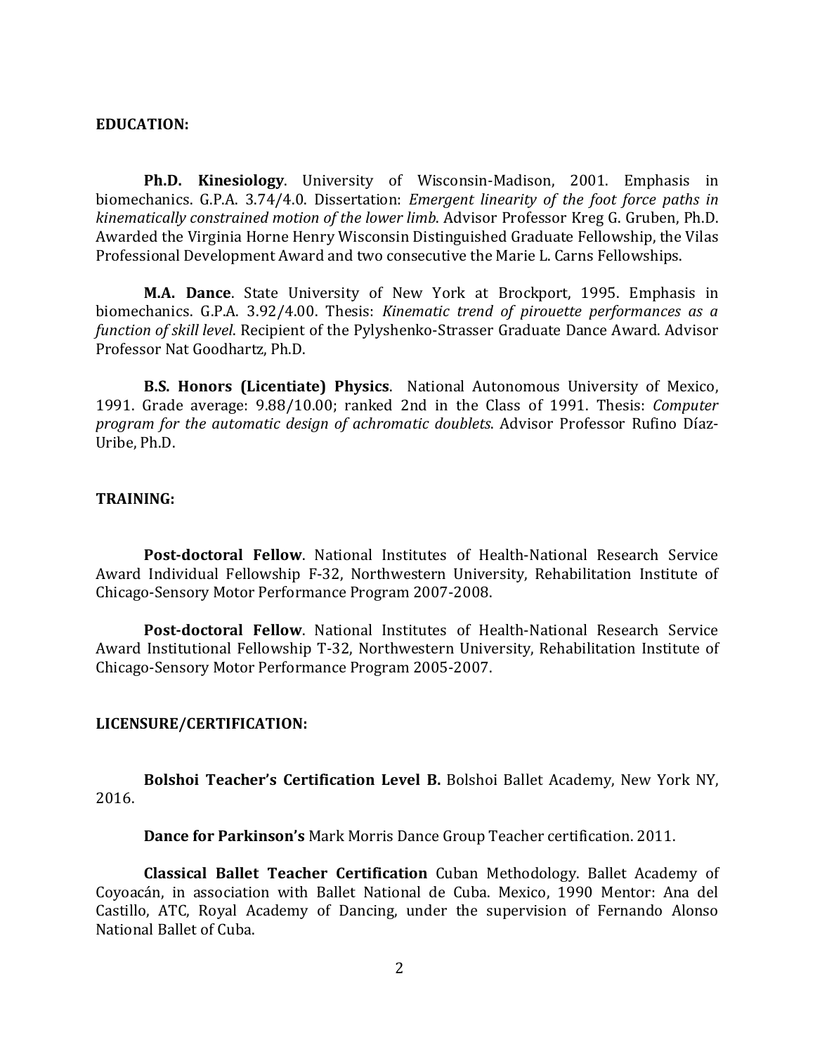**EDUCATION:**

**Ph.D. Kinesiology**. University of Wisconsin-Madison, 2001. Emphasis in biomechanics. G.P.A. 3.74/4.0. Dissertation: *Emergent linearity of the foot force paths in kinematically constrained motion of the lower limb*. Advisor Professor Kreg G. Gruben, Ph.D. Awarded the Virginia Horne Henry Wisconsin Distinguished Graduate Fellowship, the Vilas Professional Development Award and two consecutive the Marie L. Carns Fellowships.

**M.A. Dance**. State University of New York at Brockport, 1995. Emphasis in biomechanics. G.P.A. 3.92/4.00. Thesis: *Kinematic trend of pirouette performances as a function of skill level*. Recipient of the Pylyshenko-Strasser Graduate Dance Award. Advisor Professor Nat Goodhartz, Ph.D.

**B.S. Honors (Licentiate) Physics**. National Autonomous University of Mexico, 1991. Grade average: 9.88/10.00; ranked 2nd in the Class of 1991. Thesis: *Computer program for the automatic design of achromatic doublets*. Advisor Professor Rufino Díaz-Uribe, Ph.D.

**TRAINING:**

**Post-doctoral Fellow**. National Institutes of Health-National Research Service Award Individual Fellowship F-32, Northwestern University, Rehabilitation Institute of Chicago-Sensory Motor Performance Program 2007-2008.

**Post-doctoral Fellow**. National Institutes of Health-National Research Service Award Institutional Fellowship T-32, Northwestern University, Rehabilitation Institute of Chicago-Sensory Motor Performance Program 2005-2007.

**LICENSURE/CERTIFICATION:**

**Bolshoi Teacher's Certification Level B.** Bolshoi Ballet Academy, New York NY, 2016.

**Dance for Parkinson's** Mark Morris Dance Group Teacher certification. 2011.

**Classical Ballet Teacher Certification** Cuban Methodology. Ballet Academy of Coyoacán, in association with Ballet National de Cuba. Mexico, 1990 Mentor: Ana del Castillo, ATC, Royal Academy of Dancing, under the supervision of Fernando Alonso National Ballet of Cuba.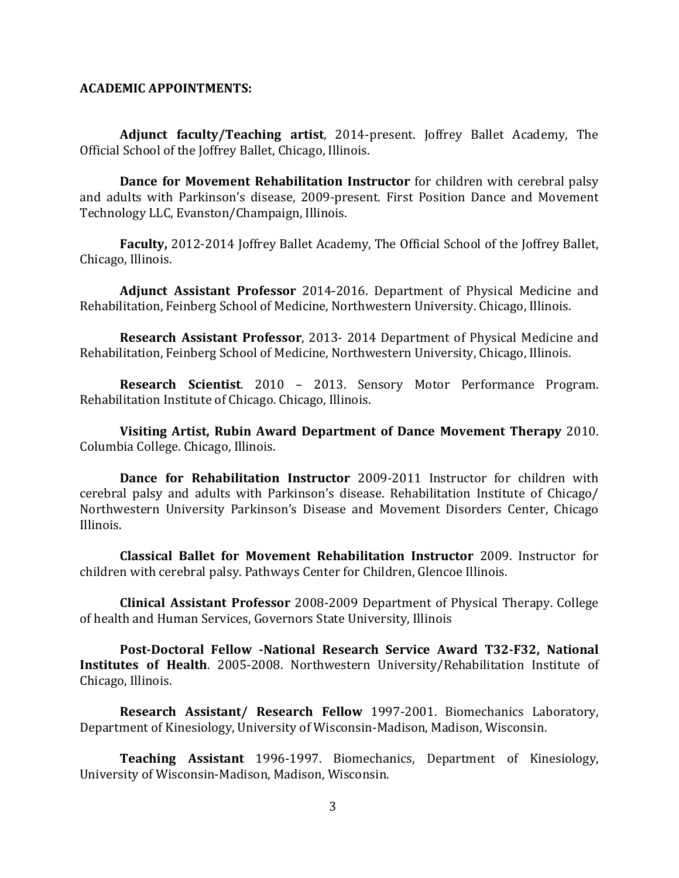**ACADEMIC APPOINTMENTS:**

**Adjunct faculty/Teaching artist**, 2014-present. Joffrey Ballet Academy, The Official School of the Joffrey Ballet, Chicago, Illinois.

**Dance for Movement Rehabilitation Instructor** for children with cerebral palsy and adults with Parkinson's disease, 2009-present. First Position Dance and Movement Technology LLC, Evanston/Champaign, Illinois.

**Faculty,** 2012-2014 Joffrey Ballet Academy, The Official School of the Joffrey Ballet, Chicago, Illinois.

**Adjunct Assistant Professor** 2014-2016. Department of Physical Medicine and Rehabilitation, Feinberg School of Medicine, Northwestern University. Chicago, Illinois.

**Research Assistant Professor**, 2013- 2014 Department of Physical Medicine and Rehabilitation, Feinberg School of Medicine, Northwestern University, Chicago, Illinois.

**Research Scientist**. 2010 – 2013. Sensory Motor Performance Program. Rehabilitation Institute of Chicago. Chicago, Illinois.

**Visiting Artist, Rubin Award Department of Dance Movement Therapy** 2010. Columbia College. Chicago, Illinois.

**Dance for Rehabilitation Instructor** 2009-2011 Instructor for children with cerebral palsy and adults with Parkinson's disease. Rehabilitation Institute of Chicago/ Northwestern University Parkinson's Disease and Movement Disorders Center, Chicago Illinois.

**Classical Ballet for Movement Rehabilitation Instructor** 2009. Instructor for children with cerebral palsy. Pathways Center for Children, Glencoe Illinois.

**Clinical Assistant Professor** 2008-2009 Department of Physical Therapy. College of health and Human Services, Governors State University, Illinois

**Post-Doctoral Fellow -National Research Service Award T32-F32, National Institutes of Health**. 2005-2008. Northwestern University/Rehabilitation Institute of Chicago, Illinois.

**Research Assistant/ Research Fellow** 1997-2001. Biomechanics Laboratory, Department of Kinesiology, University of Wisconsin-Madison, Madison, Wisconsin.

**Teaching Assistant** 1996-1997. Biomechanics, Department of Kinesiology, University of Wisconsin-Madison, Madison, Wisconsin.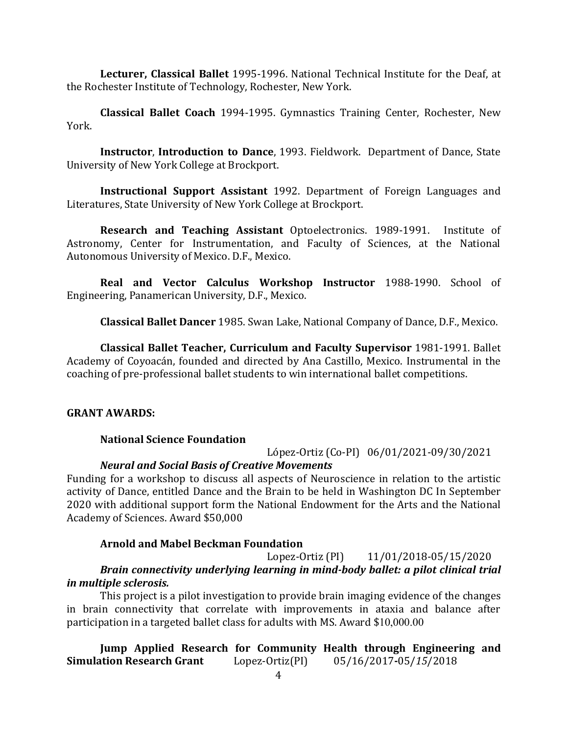**Lecturer, Classical Ballet** 1995-1996. National Technical Institute for the Deaf, at the Rochester Institute of Technology, Rochester, New York.

**Classical Ballet Coach** 1994-1995. Gymnastics Training Center, Rochester, New York.

**Instructor**, **Introduction to Dance**, 1993. Fieldwork. Department of Dance, State University of New York College at Brockport.

**Instructional Support Assistant** 1992. Department of Foreign Languages and Literatures, State University of New York College at Brockport.

**Research and Teaching Assistant** Optoelectronics. 1989-1991. Institute of Astronomy, Center for Instrumentation, and Faculty of Sciences, at the National Autonomous University of Mexico. D.F., Mexico.

**Real and Vector Calculus Workshop Instructor** 1988-1990. School of Engineering, Panamerican University, D.F., Mexico.

**Classical Ballet Dancer** 1985. Swan Lake, National Company of Dance, D.F., Mexico.

**Classical Ballet Teacher, Curriculum and Faculty Supervisor** 1981-1991. Ballet Academy of Coyoacán, founded and directed by Ana Castillo, Mexico. Instrumental in the coaching of pre-professional ballet students to win international ballet competitions.

**GRANT AWARDS:**

**National Science Foundation**

López-Ortiz (Co-PI) 06/01/2021-09/30/2021

***Neural and Social Basis of Creative Movements***

Funding for a workshop to discuss all aspects of Neuroscience in relation to the artistic activity of Dance, entitled Dance and the Brain to be held in Washington DC In September 2020 with additional support form the National Endowment for the Arts and the National Academy of Sciences. Award $50,000

**Arnold and Mabel Beckman Foundation**

Lopez-Ortiz (PI) 11/01/2018-05/15/2020

***Brain connectivity underlying learning in mind-body ballet: a pilot clinical trial in multiple sclerosis.***

This project is a pilot investigation to provide brain imaging evidence of the changes in brain connectivity that correlate with improvements in ataxia and balance after participation in a targeted ballet class for adults with MS. Award $10,000.00

**Jump Applied Research for Community Health through Engineering and Simulation Research Grant** Lopez-Ortiz(PI) 05/16/2017-05/*15*/2018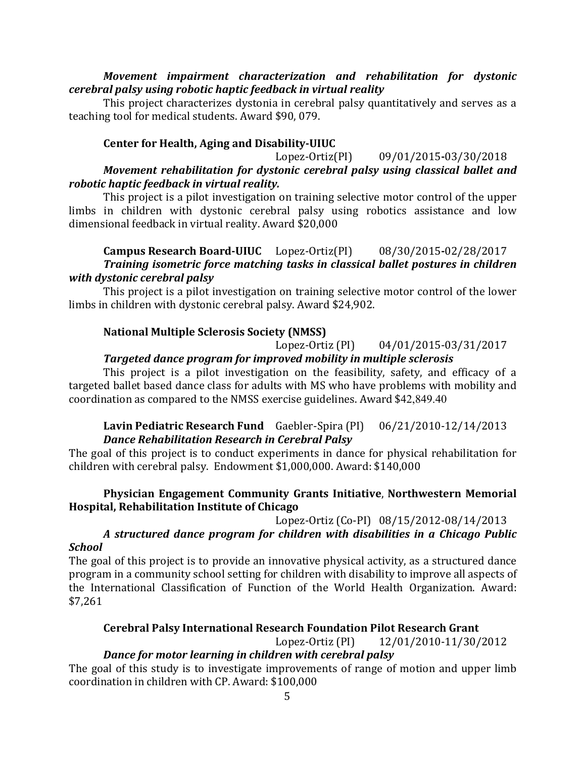***Movement impairment characterization and rehabilitation for dystonic cerebral palsy using robotic haptic feedback in virtual reality***

This project characterizes dystonia in cerebral palsy quantitatively and serves as a teaching tool for medical students. Award $90, 079.

**Center for Health, Aging and Disability-UIUC**
Lopez-Ortiz(PI) 09/01/2015-03/30/2018

***Movement rehabilitation for dystonic cerebral palsy using classical ballet and robotic haptic feedback in virtual reality.***

This project is a pilot investigation on training selective motor control of the upper limbs in children with dystonic cerebral palsy using robotics assistance and low dimensional feedback in virtual reality. Award $20,000

**Campus Research Board-UIUC** Lopez-Ortiz(PI) 08/30/2015-02/28/2017

***Training isometric force matching tasks in classical ballet postures in children with dystonic cerebral palsy***

This project is a pilot investigation on training selective motor control of the lower limbs in children with dystonic cerebral palsy. Award $24,902.

**National Multiple Sclerosis Society (NMSS)**
Lopez-Ortiz (PI) 04/01/2015-03/31/2017

***Targeted dance program for improved mobility in multiple sclerosis***

This project is a pilot investigation on the feasibility, safety, and efficacy of a targeted ballet based dance class for adults with MS who have problems with mobility and coordination as compared to the NMSS exercise guidelines. Award $42,849.40

**Lavin Pediatric Research Fund** Gaebler-Spira (PI) 06/21/2010-12/14/2013

***Dance Rehabilitation Research in Cerebral Palsy***

The goal of this project is to conduct experiments in dance for physical rehabilitation for children with cerebral palsy. Endowment $1,000,000. Award: $140,000

**Physician Engagement Community Grants Initiative**, **Northwestern Memorial Hospital, Rehabilitation Institute of Chicago**
Lopez-Ortiz (Co-PI) 08/15/2012-08/14/2013

***A structured dance program for children with disabilities in a Chicago Public School***

The goal of this project is to provide an innovative physical activity, as a structured dance program in a community school setting for children with disability to improve all aspects of the International Classification of Function of the World Health Organization. Award: $7,261

**Cerebral Palsy International Research Foundation Pilot Research Grant**
Lopez-Ortiz (PI) 12/01/2010-11/30/2012

***Dance for motor learning in children with cerebral palsy***

The goal of this study is to investigate improvements of range of motion and upper limb coordination in children with CP. Award: $100,000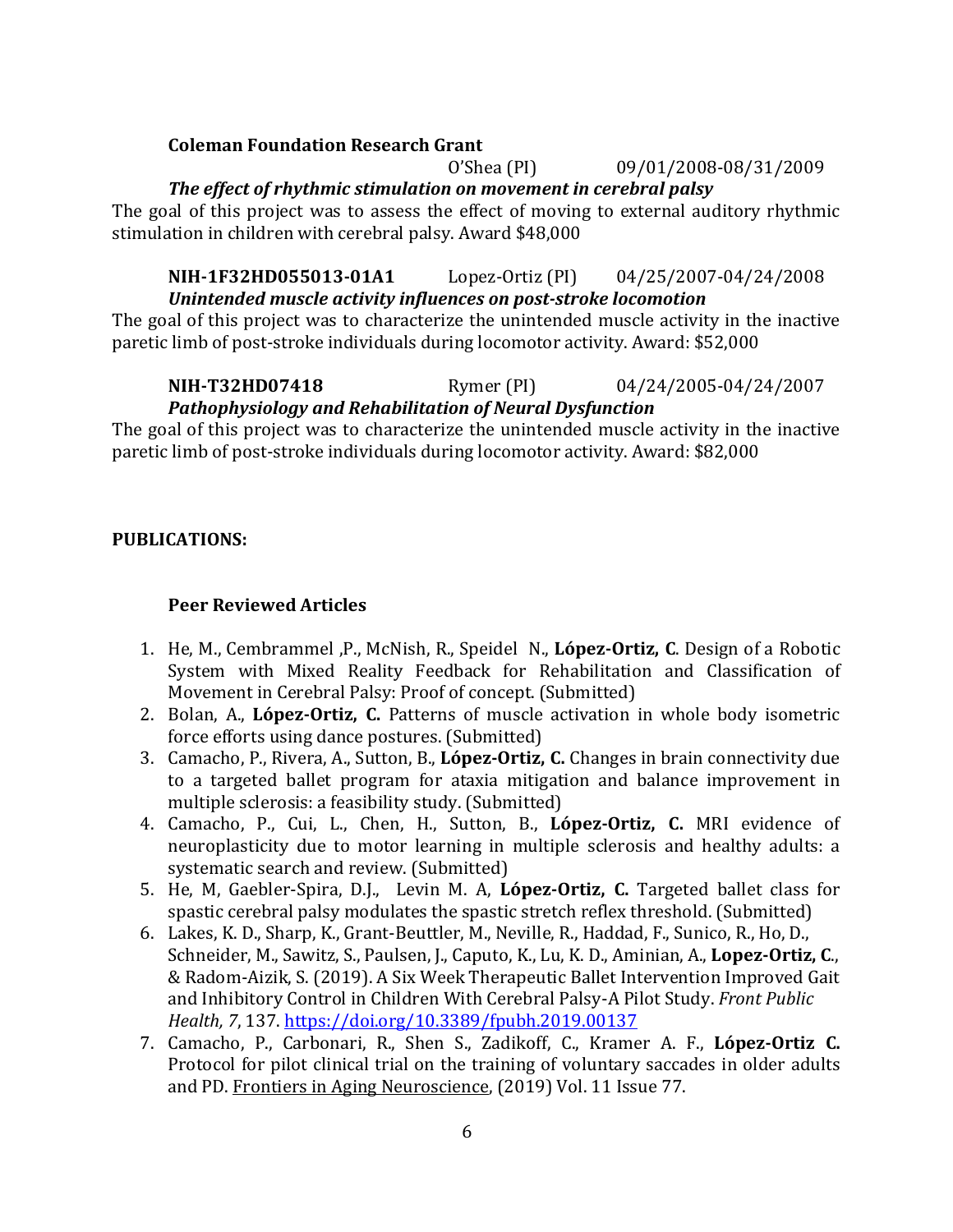**Coleman Foundation Research Grant**
O'Shea (PI) 09/01/2008-08/31/2009
***The effect of rhythmic stimulation on movement in cerebral palsy***
The goal of this project was to assess the effect of moving to external auditory rhythmic stimulation in children with cerebral palsy. Award $48,000

**NIH-1F32HD055013-01A1** Lopez-Ortiz (PI) 04/25/2007-04/24/2008
***Unintended muscle activity influences on post-stroke locomotion***
The goal of this project was to characterize the unintended muscle activity in the inactive paretic limb of post-stroke individuals during locomotor activity. Award: $52,000

**NIH-T32HD07418** Rymer (PI) 04/24/2005-04/24/2007
***Pathophysiology and Rehabilitation of Neural Dysfunction***
The goal of this project was to characterize the unintended muscle activity in the inactive paretic limb of post-stroke individuals during locomotor activity. Award: $82,000

**PUBLICATIONS:**

**Peer Reviewed Articles**

1. He, M., Cembrammel ,P., McNish, R., Speidel N., **López-Ortiz, C**. Design of a Robotic System with Mixed Reality Feedback for Rehabilitation and Classification of Movement in Cerebral Palsy: Proof of concept. (Submitted)
2. Bolan, A., **López-Ortiz, C.** Patterns of muscle activation in whole body isometric force efforts using dance postures. (Submitted)
3. Camacho, P., Rivera, A., Sutton, B., **López-Ortiz, C.** Changes in brain connectivity due to a targeted ballet program for ataxia mitigation and balance improvement in multiple sclerosis: a feasibility study. (Submitted)
4. Camacho, P., Cui, L., Chen, H., Sutton, B., **López-Ortiz, C.** MRI evidence of neuroplasticity due to motor learning in multiple sclerosis and healthy adults: a systematic search and review. (Submitted)
5. He, M, Gaebler-Spira, D.J., Levin M. A, **López-Ortiz, C.** Targeted ballet class for spastic cerebral palsy modulates the spastic stretch reflex threshold. (Submitted)
6. Lakes, K. D., Sharp, K., Grant-Beuttler, M., Neville, R., Haddad, F., Sunico, R., Ho, D., Schneider, M., Sawitz, S., Paulsen, J., Caputo, K., Lu, K. D., Aminian, A., **Lopez-Ortiz, C**., & Radom-Aizik, S. (2019). A Six Week Therapeutic Ballet Intervention Improved Gait and Inhibitory Control in Children With Cerebral Palsy-A Pilot Study. *Front Public Health, 7*, 137. https://doi.org/10.3389/fpubh.2019.00137
7. Camacho, P., Carbonari, R., Shen S., Zadikoff, C., Kramer A. F., **López-Ortiz C.** Protocol for pilot clinical trial on the training of voluntary saccades in older adults and PD. Frontiers in Aging Neuroscience, (2019) Vol. 11 Issue 77.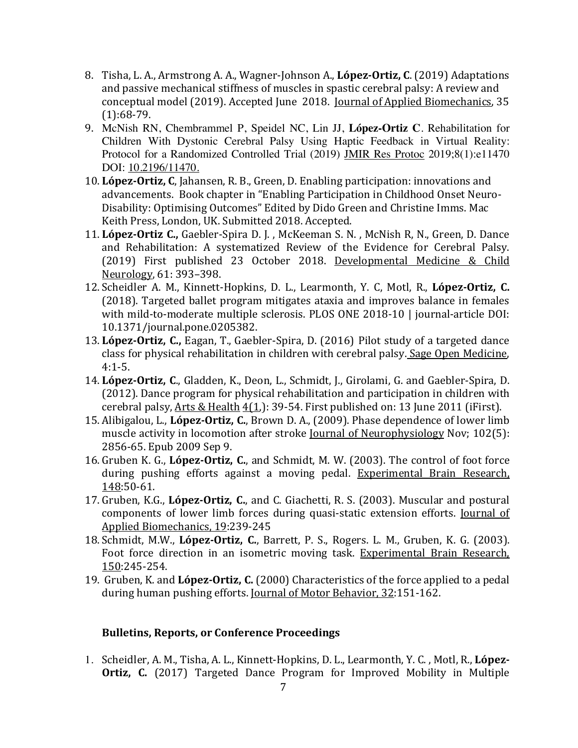8. Tisha, L. A., Armstrong A. A., Wagner-Johnson A., **López-Ortiz, C**. (2019) Adaptations and passive mechanical stiffness of muscles in spastic cerebral palsy: A review and conceptual model (2019). Accepted June 2018. Journal of Applied Biomechanics, 35 (1):68-79.
9. McNish RN, Chembrammel P, Speidel NC, Lin JJ, **López-Ortiz C**. Rehabilitation for Children With Dystonic Cerebral Palsy Using Haptic Feedback in Virtual Reality: Protocol for a Randomized Controlled Trial (2019) JMIR Res Protoc 2019;8(1):e11470 DOI: 10.2196/11470.
10. **López-Ortiz, C**, Jahansen, R. B., Green, D. Enabling participation: innovations and advancements. Book chapter in "Enabling Participation in Childhood Onset Neuro-Disability: Optimising Outcomes" Edited by Dido Green and Christine Imms. Mac Keith Press, London, UK. Submitted 2018. Accepted.
11. **López-Ortiz C.,** Gaebler-Spira D. J. , McKeeman S. N. , McNish R, N., Green, D. Dance and Rehabilitation: A systematized Review of the Evidence for Cerebral Palsy. (2019) First published 23 October 2018. Developmental Medicine & Child Neurology, 61: 393–398.
12. Scheidler A. M., Kinnett-Hopkins, D. L., Learmonth, Y. C, Motl, R., **López-Ortiz, C.** (2018). Targeted ballet program mitigates ataxia and improves balance in females with mild-to-moderate multiple sclerosis. PLOS ONE 2018-10 | journal-article DOI: 10.1371/journal.pone.0205382.
13. **López-Ortiz, C.,** Eagan, T., Gaebler-Spira, D. (2016) Pilot study of a targeted dance class for physical rehabilitation in children with cerebral palsy. Sage Open Medicine, 4:1-5.
14. **López-Ortiz, C**., Gladden, K., Deon, L., Schmidt, J., Girolami, G. and Gaebler-Spira, D. (2012). Dance program for physical rehabilitation and participation in children with cerebral palsy, Arts & Health 4(1,): 39-54. First published on: 13 June 2011 (iFirst).
15. Alibigalou, L., **López-Ortiz, C.**, Brown D. A., (2009). Phase dependence of lower limb muscle activity in locomotion after stroke Journal of Neurophysiology Nov; 102(5): 2856-65. Epub 2009 Sep 9.
16. Gruben K. G., **López-Ortiz, C.**, and Schmidt, M. W. (2003). The control of foot force during pushing efforts against a moving pedal. Experimental Brain Research, 148:50-61.
17. Gruben, K.G., **López-Ortiz, C.**, and C. Giachetti, R. S. (2003). Muscular and postural components of lower limb forces during quasi-static extension efforts. Journal of Applied Biomechanics, 19:239-245
18. Schmidt, M.W., **López-Ortiz, C.**, Barrett, P. S., Rogers. L. M., Gruben, K. G. (2003). Foot force direction in an isometric moving task. Experimental Brain Research, 150:245-254.
19. Gruben, K. and **López-Ortiz, C.** (2000) Characteristics of the force applied to a pedal during human pushing efforts. Journal of Motor Behavior, 32:151-162.

### Bulletins, Reports, or Conference Proceedings

1. Scheidler, A. M., Tisha, A. L., Kinnett-Hopkins, D. L., Learmonth, Y. C. , Motl, R., **López-Ortiz, C.** (2017) Targeted Dance Program for Improved Mobility in Multiple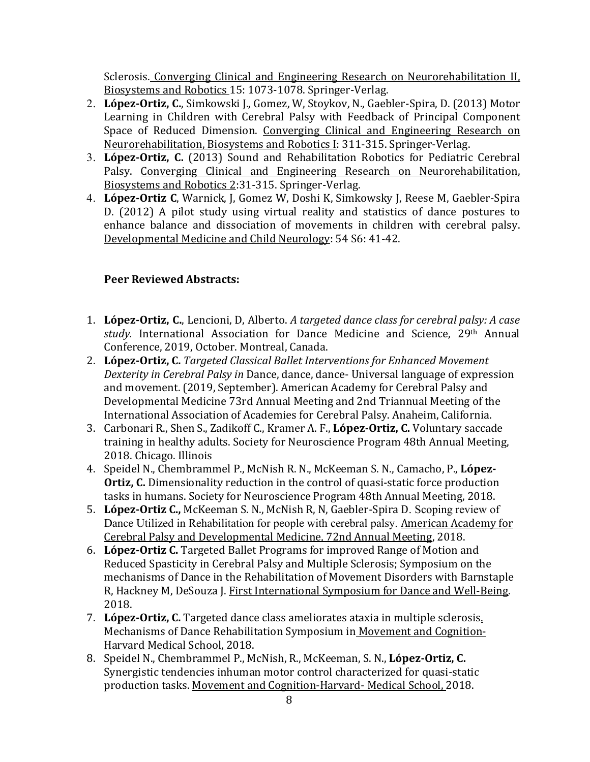Sclerosis. <u>Converging Clinical and Engineering Research on Neurorehabilitation II, Biosystems and Robotics</u> 15: 1073-1078. Springer-Verlag.

2. **López-Ortiz, C.**, Simkowski J., Gomez, W, Stoykov, N., Gaebler-Spira, D. (2013) Motor Learning in Children with Cerebral Palsy with Feedback of Principal Component Space of Reduced Dimension. <u>Converging Clinical and Engineering Research on Neurorehabilitation, Biosystems and Robotics I</u>: 311-315. Springer-Verlag.
3. **López-Ortiz, C.** (2013) Sound and Rehabilitation Robotics for Pediatric Cerebral Palsy. <u>Converging Clinical and Engineering Research on Neurorehabilitation, Biosystems and Robotics 2</u>:31-315. Springer-Verlag.
4. **López-Ortiz C**, Warnick, J, Gomez W, Doshi K, Simkowsky J, Reese M, Gaebler-Spira D. (2012) A pilot study using virtual reality and statistics of dance postures to enhance balance and dissociation of movements in children with cerebral palsy. <u>Developmental Medicine and Child Neurology</u>: 54 S6: 41-42.

**Peer Reviewed Abstracts:**

1. **López-Ortiz, C.**, Lencioni, D, Alberto. *A targeted dance class for cerebral palsy: A case study.* International Association for Dance Medicine and Science, 29th Annual Conference, 2019, October. Montreal, Canada.
2. **López-Ortiz, C.** *Targeted Classical Ballet Interventions for Enhanced Movement Dexterity in Cerebral Palsy in* Dance, dance, dance- Universal language of expression and movement. (2019, September). American Academy for Cerebral Palsy and Developmental Medicine 73rd Annual Meeting and 2nd Triannual Meeting of the International Association of Academies for Cerebral Palsy. Anaheim, California.
3. Carbonari R., Shen S., Zadikoff C., Kramer A. F., **López-Ortiz, C.** Voluntary saccade training in healthy adults. Society for Neuroscience Program 48th Annual Meeting, 2018. Chicago. Illinois
4. Speidel N., Chembrammel P., McNish R. N., McKeeman S. N., Camacho, P., **López-Ortiz, C.** Dimensionality reduction in the control of quasi-static force production tasks in humans. Society for Neuroscience Program 48th Annual Meeting, 2018.
5. **López-Ortiz C.,** McKeeman S. N., McNish R, N, Gaebler-Spira D. Scoping review of Dance Utilized in Rehabilitation for people with cerebral palsy. <u>American Academy for Cerebral Palsy and Developmental Medicine, 72nd Annual Meeting</u>, 2018.
6. **López-Ortiz C.** Targeted Ballet Programs for improved Range of Motion and Reduced Spasticity in Cerebral Palsy and Multiple Sclerosis; Symposium on the mechanisms of Dance in the Rehabilitation of Movement Disorders with Barnstaple R, Hackney M, DeSouza J. <u>First International Symposium for Dance and Well-Being</u>. 2018.
7. **López-Ortiz, C.** Targeted dance class ameliorates ataxia in multiple sclerosis. Mechanisms of Dance Rehabilitation Symposium in <u>Movement and Cognition-Harvard Medical School,</u> 2018.
8. Speidel N., Chembrammel P., McNish, R., McKeeman, S. N., **López-Ortiz, C.** Synergistic tendencies inhuman motor control characterized for quasi-static production tasks. <u>Movement and Cognition-Harvard- Medical School,</u> 2018.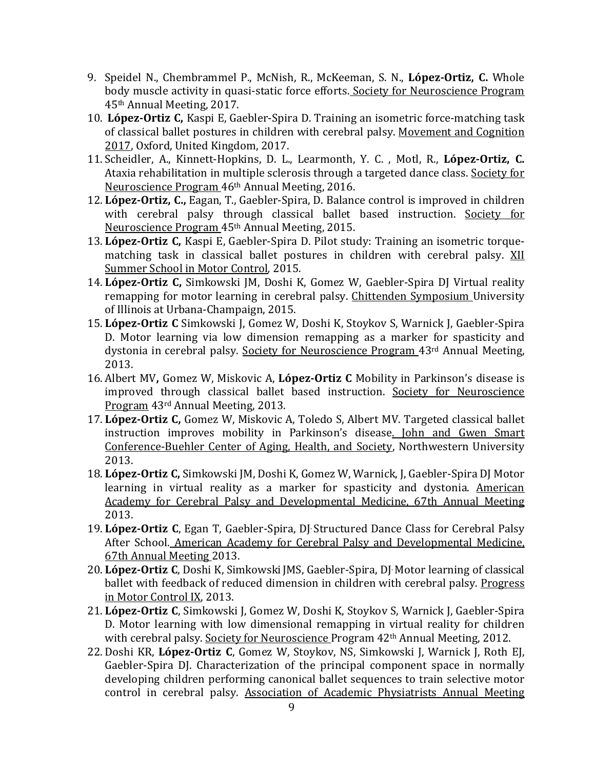9. Speidel N., Chembrammel P., McNish, R., McKeeman, S. N., **López-Ortiz, C.** Whole body muscle activity in quasi-static force efforts. <u>Society for Neuroscience Program</u> 45th Annual Meeting, 2017.
10. **López-Ortiz C,** Kaspi E, Gaebler-Spira D. Training an isometric force-matching task of classical ballet postures in children with cerebral palsy. <u>Movement and Cognition 2017</u>, Oxford, United Kingdom, 2017.
11. Scheidler, A., Kinnett-Hopkins, D. L., Learmonth, Y. C. , Motl, R., **López-Ortiz, C.** Ataxia rehabilitation in multiple sclerosis through a targeted dance class. <u>Society for Neuroscience Program</u> 46th Annual Meeting, 2016.
12. **López-Ortiz, C.,** Eagan, T., Gaebler-Spira, D. Balance control is improved in children with cerebral palsy through classical ballet based instruction. <u>Society for Neuroscience Program</u> 45th Annual Meeting, 2015.
13. **López-Ortiz C,** Kaspi E, Gaebler-Spira D. Pilot study: Training an isometric torque-matching task in classical ballet postures in children with cerebral palsy. <u>XII Summer School in Motor Control</u>, 2015.
14. **López-Ortiz C,** Simkowski JM, Doshi K, Gomez W, Gaebler-Spira DJ Virtual reality remapping for motor learning in cerebral palsy. <u>Chittenden Symposium</u> University of Illinois at Urbana-Champaign, 2015.
15. **López-Ortiz C** Simkowski J, Gomez W, Doshi K, Stoykov S, Warnick J, Gaebler-Spira D. Motor learning via low dimension remapping as a marker for spasticity and dystonia in cerebral palsy. <u>Society for Neuroscience Program</u> 43rd Annual Meeting, 2013.
16. Albert MV**,** Gomez W, Miskovic A, **López-Ortiz C** Mobility in Parkinson's disease is improved through classical ballet based instruction. <u>Society for Neuroscience Program</u> 43rd Annual Meeting, 2013.
17. **López-Ortiz C,** Gomez W, Miskovic A, Toledo S, Albert MV. Targeted classical ballet instruction improves mobility in Parkinson's disease<u>. John and Gwen Smart Conference-Buehler Center of Aging, Health, and Society</u>, Northwestern University 2013.
18. **López-Ortiz C,** Simkowski JM, Doshi K, Gomez W, Warnick, J, Gaebler-Spira DJ Motor learning in virtual reality as a marker for spasticity and dystonia. <u>American Academy for Cerebral Palsy and Developmental Medicine, 67th Annual Meeting</u> 2013.
19. **López-Ortiz C**, Egan T, Gaebler-Spira, DJ. Structured Dance Class for Cerebral Palsy After School<u>. American Academy for Cerebral Palsy and Developmental Medicine, 67th Annual Meeting</u> 2013.
20. **López-Ortiz C**, Doshi K, Simkowski JMS, Gaebler-Spira, DJ. Motor learning of classical ballet with feedback of reduced dimension in children with cerebral palsy. <u>Progress in Motor Control IX</u>, 2013.
21. **López-Ortiz C**, Simkowski J, Gomez W, Doshi K, Stoykov S, Warnick J, Gaebler-Spira D. Motor learning with low dimensional remapping in virtual reality for children with cerebral palsy. <u>Society for Neuroscience</u> Program 42th Annual Meeting, 2012.
22. Doshi KR, **López-Ortiz C**, Gomez W, Stoykov, NS, Simkowski J, Warnick J, Roth EJ, Gaebler-Spira DJ. Characterization of the principal component space in normally developing children performing canonical ballet sequences to train selective motor control in cerebral palsy. <u>Association of Academic Physiatrists Annual Meeting</u>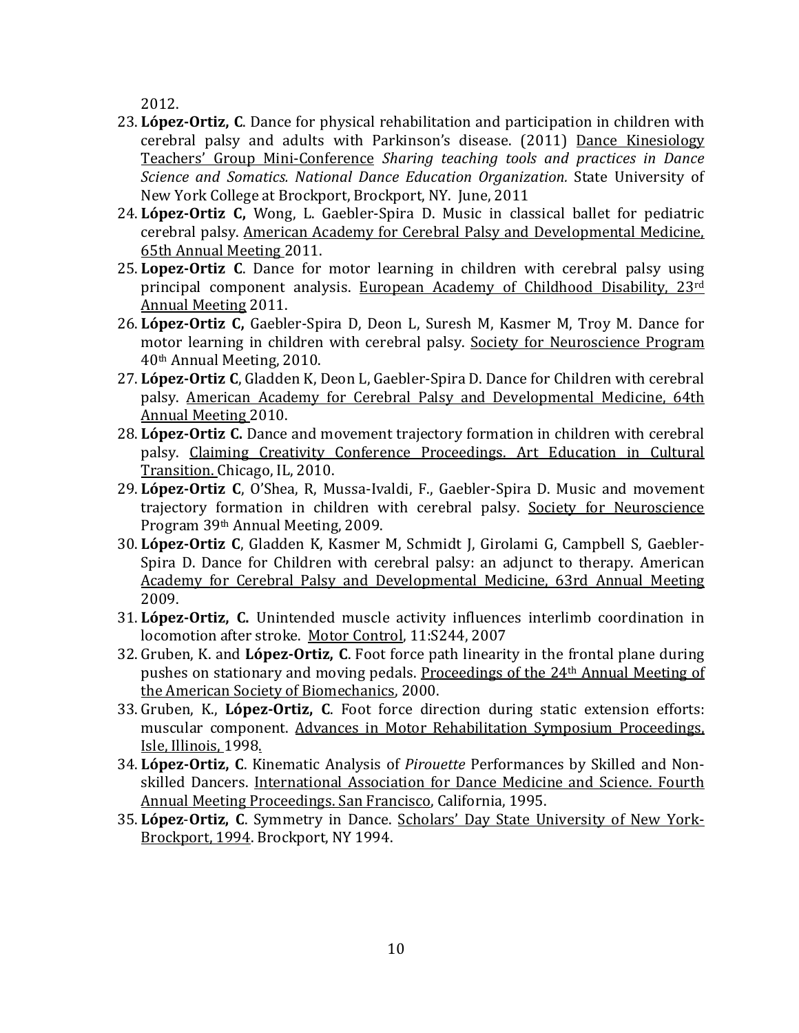2012.

23. **López-Ortiz, C**. Dance for physical rehabilitation and participation in children with cerebral palsy and adults with Parkinson's disease. (2011) Dance Kinesiology Teachers' Group Mini-Conference *Sharing teaching tools and practices in Dance Science and Somatics. National Dance Education Organization.* State University of New York College at Brockport, Brockport, NY. June, 2011
24. **López-Ortiz C,** Wong, L. Gaebler-Spira D. Music in classical ballet for pediatric cerebral palsy. American Academy for Cerebral Palsy and Developmental Medicine, 65th Annual Meeting 2011.
25. **Lopez-Ortiz C**. Dance for motor learning in children with cerebral palsy using principal component analysis. European Academy of Childhood Disability, 23rd Annual Meeting 2011.
26. **López-Ortiz C,** Gaebler-Spira D, Deon L, Suresh M, Kasmer M, Troy M. Dance for motor learning in children with cerebral palsy. Society for Neuroscience Program 40th Annual Meeting, 2010.
27. **López-Ortiz C**, Gladden K, Deon L, Gaebler-Spira D. Dance for Children with cerebral palsy. American Academy for Cerebral Palsy and Developmental Medicine, 64th Annual Meeting 2010.
28. **López-Ortiz C.** Dance and movement trajectory formation in children with cerebral palsy. Claiming Creativity Conference Proceedings. Art Education in Cultural Transition. Chicago, IL, 2010.
29. **López-Ortiz C**, O'Shea, R, Mussa-Ivaldi, F., Gaebler-Spira D. Music and movement trajectory formation in children with cerebral palsy. Society for Neuroscience Program 39th Annual Meeting, 2009.
30. **López-Ortiz C**, Gladden K, Kasmer M, Schmidt J, Girolami G, Campbell S, Gaebler-Spira D. Dance for Children with cerebral palsy: an adjunct to therapy. American Academy for Cerebral Palsy and Developmental Medicine, 63rd Annual Meeting 2009.
31. **López-Ortiz, C.** Unintended muscle activity influences interlimb coordination in locomotion after stroke. Motor Control, 11:S244, 2007
32. Gruben, K. and **López-Ortiz, C**. Foot force path linearity in the frontal plane during pushes on stationary and moving pedals. Proceedings of the 24th Annual Meeting of the American Society of Biomechanics, 2000.
33. Gruben, K., **López-Ortiz, C**. Foot force direction during static extension efforts: muscular component. Advances in Motor Rehabilitation Symposium Proceedings, Isle, Illinois, 1998.
34. **López-Ortiz, C**. Kinematic Analysis of *Pirouette* Performances by Skilled and Non-skilled Dancers. International Association for Dance Medicine and Science. Fourth Annual Meeting Proceedings. San Francisco, California, 1995.
35. **López-Ortiz, C**. Symmetry in Dance. Scholars' Day State University of New York-Brockport, 1994. Brockport, NY 1994.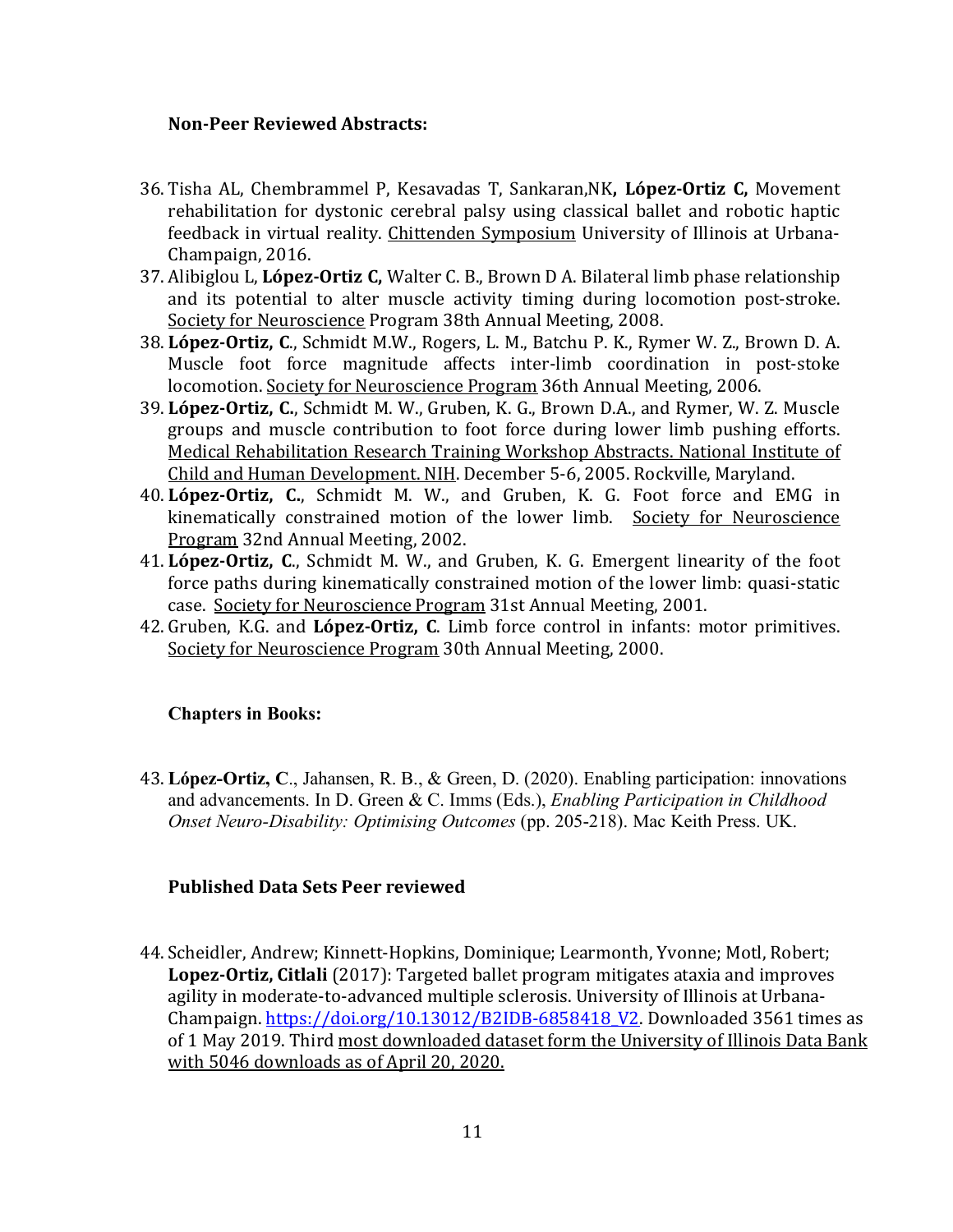**Non-Peer Reviewed Abstracts:**

36. Tisha AL, Chembrammel P, Kesavadas T, Sankaran,NK**, López-Ortiz C,** Movement rehabilitation for dystonic cerebral palsy using classical ballet and robotic haptic feedback in virtual reality. Chittenden Symposium University of Illinois at Urbana-Champaign, 2016.
37. Alibiglou L, **López-Ortiz C,** Walter C. B., Brown D A. Bilateral limb phase relationship and its potential to alter muscle activity timing during locomotion post-stroke. Society for Neuroscience Program 38th Annual Meeting, 2008.
38. **López-Ortiz, C**., Schmidt M.W., Rogers, L. M., Batchu P. K., Rymer W. Z., Brown D. A. Muscle foot force magnitude affects inter-limb coordination in post-stoke locomotion. Society for Neuroscience Program 36th Annual Meeting, 2006.
39. **López-Ortiz, C.**, Schmidt M. W., Gruben, K. G., Brown D.A., and Rymer, W. Z. Muscle groups and muscle contribution to foot force during lower limb pushing efforts. Medical Rehabilitation Research Training Workshop Abstracts. National Institute of Child and Human Development. NIH. December 5-6, 2005. Rockville, Maryland.
40. **López-Ortiz, C.**, Schmidt M. W., and Gruben, K. G. Foot force and EMG in kinematically constrained motion of the lower limb. Society for Neuroscience Program 32nd Annual Meeting, 2002.
41. **López-Ortiz, C**., Schmidt M. W., and Gruben, K. G. Emergent linearity of the foot force paths during kinematically constrained motion of the lower limb: quasi-static case. Society for Neuroscience Program 31st Annual Meeting, 2001.
42. Gruben, K.G. and **López-Ortiz, C**. Limb force control in infants: motor primitives. Society for Neuroscience Program 30th Annual Meeting, 2000.

**Chapters in Books:**

43. **López-Ortiz, C**., Jahansen, R. B., & Green, D. (2020). Enabling participation: innovations and advancements. In D. Green & C. Imms (Eds.), *Enabling Participation in Childhood Onset Neuro-Disability: Optimising Outcomes* (pp. 205-218). Mac Keith Press. UK.

**Published Data Sets Peer reviewed**

44. Scheidler, Andrew; Kinnett-Hopkins, Dominique; Learmonth, Yvonne; Motl, Robert; **Lopez-Ortiz, Citlali** (2017): Targeted ballet program mitigates ataxia and improves agility in moderate-to-advanced multiple sclerosis. University of Illinois at Urbana-Champaign. https://doi.org/10.13012/B2IDB-6858418_V2. Downloaded 3561 times as of 1 May 2019. Third most downloaded dataset form the University of Illinois Data Bank with 5046 downloads as of April 20, 2020.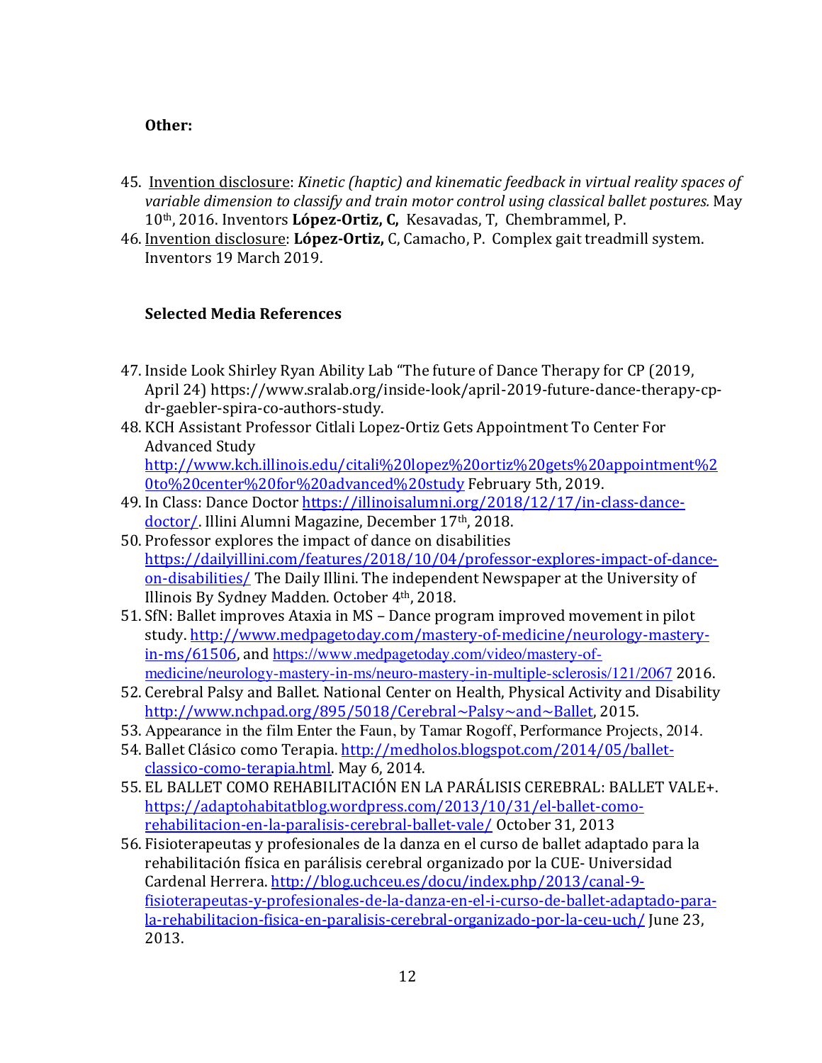**Other:**

45. Invention disclosure: *Kinetic (haptic) and kinematic feedback in virtual reality spaces of variable dimension to classify and train motor control using classical ballet postures.* May 10th, 2016. Inventors **López-Ortiz, C,** Kesavadas, T, Chembrammel, P.
46. Invention disclosure: **López-Ortiz,** C, Camacho, P. Complex gait treadmill system. Inventors 19 March 2019.

**Selected Media References**

47. Inside Look Shirley Ryan Ability Lab "The future of Dance Therapy for CP (2019, April 24) https://www.sralab.org/inside-look/april-2019-future-dance-therapy-cp-dr-gaebler-spira-co-authors-study.
48. KCH Assistant Professor Citlali Lopez-Ortiz Gets Appointment To Center For Advanced Study http://www.kch.illinois.edu/citali%20lopez%20ortiz%20gets%20appointment%20to%20center%20for%20advanced%20study February 5th, 2019.
49. In Class: Dance Doctor https://illinoisalumni.org/2018/12/17/in-class-dance-doctor/. Illini Alumni Magazine, December 17th, 2018.
50. Professor explores the impact of dance on disabilities https://dailyillini.com/features/2018/10/04/professor-explores-impact-of-dance-on-disabilities/ The Daily Illini. The independent Newspaper at the University of Illinois By Sydney Madden. October 4th, 2018.
51. SfN: Ballet improves Ataxia in MS – Dance program improved movement in pilot study. http://www.medpagetoday.com/mastery-of-medicine/neurology-mastery-in-ms/61506, and https://www.medpagetoday.com/video/mastery-of-medicine/neurology-mastery-in-ms/neuro-mastery-in-multiple-sclerosis/121/2067 2016.
52. Cerebral Palsy and Ballet. National Center on Health, Physical Activity and Disability http://www.nchpad.org/895/5018/Cerebral~Palsy~and~Ballet, 2015.
53. Appearance in the film Enter the Faun, by Tamar Rogoff, Performance Projects, 2014.
54. Ballet Clásico como Terapia. http://medholos.blogspot.com/2014/05/ballet-classico-como-terapia.html. May 6, 2014.
55. EL BALLET COMO REHABILITACIÓN EN LA PARÁLISIS CEREBRAL: BALLET VALE+. https://adaptohabitatblog.wordpress.com/2013/10/31/el-ballet-como-rehabilitacion-en-la-paralisis-cerebral-ballet-vale/ October 31, 2013
56. Fisioterapeutas y profesionales de la danza en el curso de ballet adaptado para la rehabilitación física en parálisis cerebral organizado por la CUE- Universidad Cardenal Herrera. http://blog.uchceu.es/docu/index.php/2013/canal-9-fisioterapeutas-y-profesionales-de-la-danza-en-el-i-curso-de-ballet-adaptado-para-la-rehabilitacion-fisica-en-paralisis-cerebral-organizado-por-la-ceu-uch/ June 23, 2013.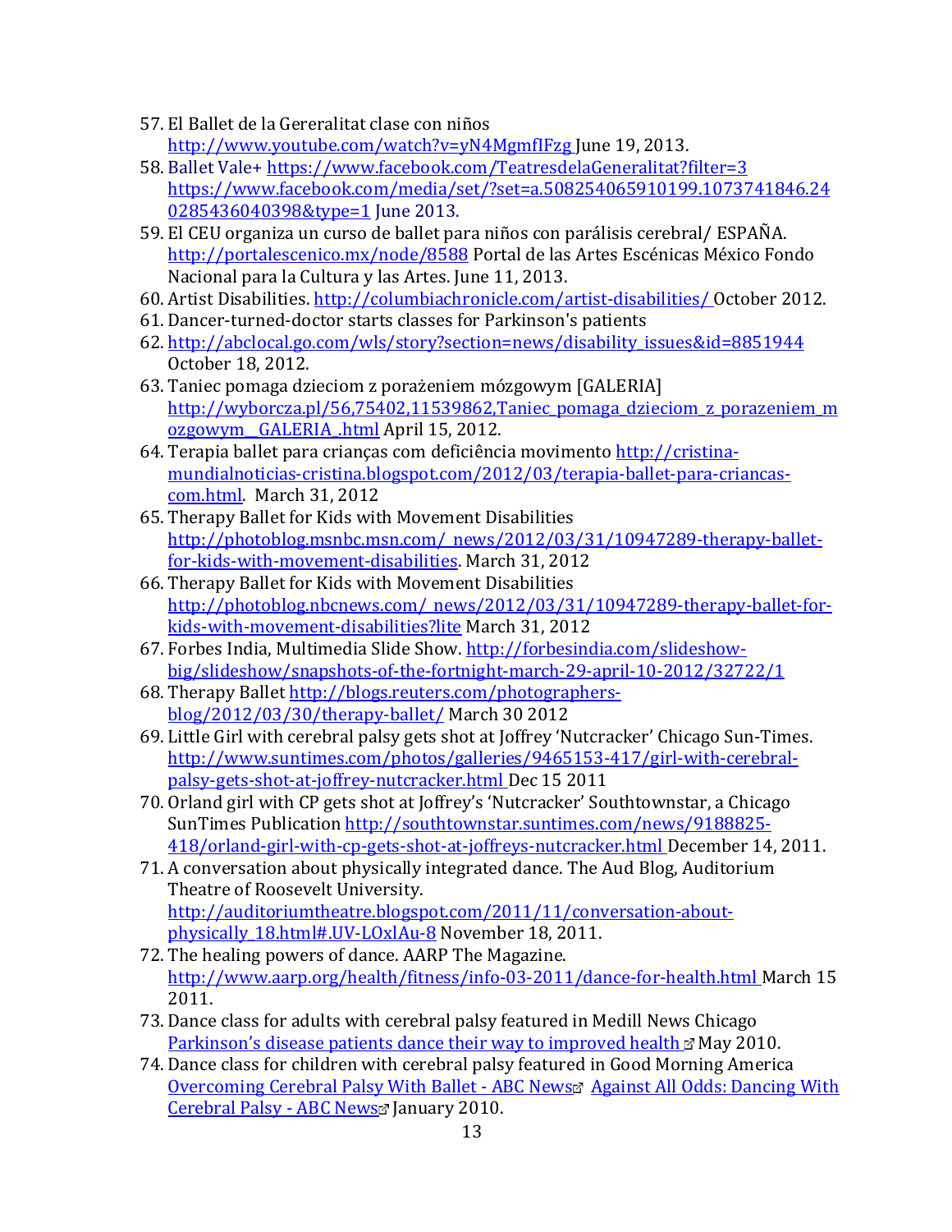57. El Ballet de la Gereralitat clase con niños http://www.youtube.com/watch?v=yN4MgmfIFzg June 19, 2013.
58. Ballet Vale+ https://www.facebook.com/TeatresdelaGeneralitat?filter=3 https://www.facebook.com/media/set/?set=a.508254065910199.1073741846.240285436040398&type=1 June 2013.
59. El CEU organiza un curso de ballet para niños con parálisis cerebral/ ESPAÑA. http://portalescenico.mx/node/8588 Portal de las Artes Escénicas México Fondo Nacional para la Cultura y las Artes. June 11, 2013.
60. Artist Disabilities. http://columbiachronicle.com/artist-disabilities/ October 2012.
61. Dancer-turned-doctor starts classes for Parkinson's patients
62. http://abclocal.go.com/wls/story?section=news/disability_issues&id=8851944 October 18, 2012.
63. Taniec pomaga dzieciom z porażeniem mózgowym [GALERIA] http://wyborcza.pl/56,75402,11539862,Taniec_pomaga_dzieciom_z_porazeniem_mozgowym__GALERIA_.html April 15, 2012.
64. Terapia ballet para crianças com deficiência movimento http://cristina-mundialnoticias-cristina.blogspot.com/2012/03/terapia-ballet-para-criancas-com.html. March 31, 2012
65. Therapy Ballet for Kids with Movement Disabilities http://photoblog.msnbc.msn.com/_news/2012/03/31/10947289-therapy-ballet-for-kids-with-movement-disabilities. March 31, 2012
66. Therapy Ballet for Kids with Movement Disabilities http://photoblog.nbcnews.com/_news/2012/03/31/10947289-therapy-ballet-for-kids-with-movement-disabilities?lite March 31, 2012
67. Forbes India, Multimedia Slide Show. http://forbesindia.com/slideshow-big/slideshow/snapshots-of-the-fortnight-march-29-april-10-2012/32722/1
68. Therapy Ballet http://blogs.reuters.com/photographers-blog/2012/03/30/therapy-ballet/ March 30 2012
69. Little Girl with cerebral palsy gets shot at Joffrey 'Nutcracker' Chicago Sun-Times. http://www.suntimes.com/photos/galleries/9465153-417/girl-with-cerebral-palsy-gets-shot-at-joffrey-nutcracker.html Dec 15 2011
70. Orland girl with CP gets shot at Joffrey's 'Nutcracker' Southtownstar, a Chicago SunTimes Publication http://southtownstar.suntimes.com/news/9188825-418/orland-girl-with-cp-gets-shot-at-joffreys-nutcracker.html December 14, 2011.
71. A conversation about physically integrated dance. The Aud Blog, Auditorium Theatre of Roosevelt University. http://auditoriumtheatre.blogspot.com/2011/11/conversation-about-physically_18.html#.UV-LOxlAu-8 November 18, 2011.
72. The healing powers of dance. AARP The Magazine. http://www.aarp.org/health/fitness/info-03-2011/dance-for-health.html March 15 2011.
73. Dance class for adults with cerebral palsy featured in Medill News Chicago Parkinson's disease patients dance their way to improved health May 2010.
74. Dance class for children with cerebral palsy featured in Good Morning America Overcoming Cerebral Palsy With Ballet - ABC News Against All Odds: Dancing With Cerebral Palsy - ABC News January 2010.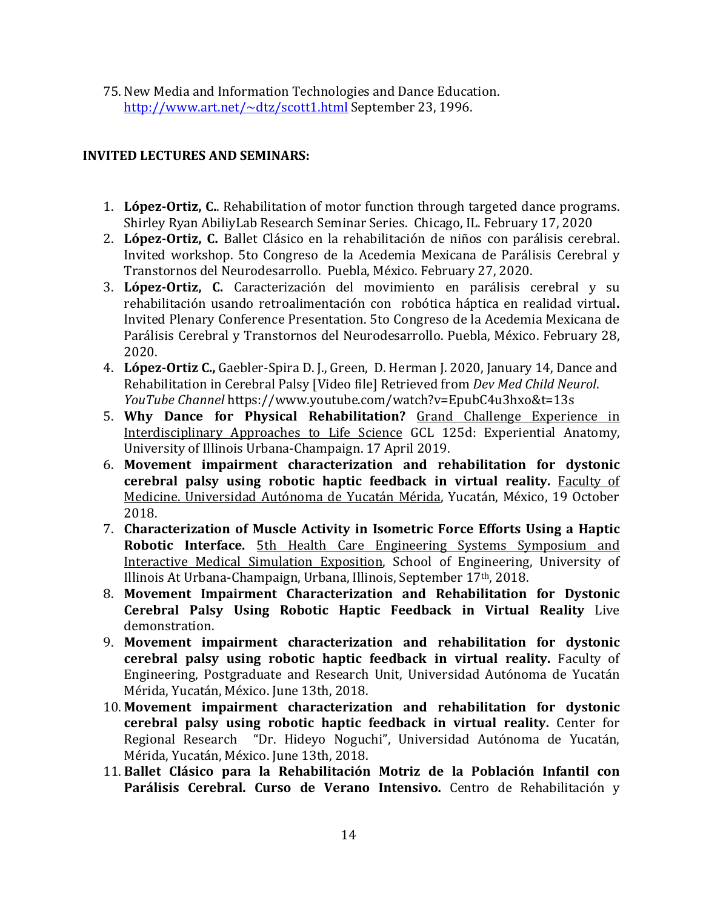75. New Media and Information Technologies and Dance Education. http://www.art.net/~dtz/scott1.html September 23, 1996.

## INVITED LECTURES AND SEMINARS:

1. **López-Ortiz, C.**. Rehabilitation of motor function through targeted dance programs. Shirley Ryan AbiliyLab Research Seminar Series. Chicago, IL. February 17, 2020
2. **López-Ortiz, C.** Ballet Clásico en la rehabilitación de niños con parálisis cerebral. Invited workshop. 5to Congreso de la Acedemia Mexicana de Parálisis Cerebral y Transtornos del Neurodesarrollo. Puebla, México. February 27, 2020.
3. **López-Ortiz, C.** Caracterización del movimiento en parálisis cerebral y su rehabilitación usando retroalimentación con robótica háptica en realidad virtual**.** Invited Plenary Conference Presentation. 5to Congreso de la Acedemia Mexicana de Parálisis Cerebral y Transtornos del Neurodesarrollo. Puebla, México. February 28, 2020.
4. **López-Ortiz C.,** Gaebler-Spira D. J., Green, D. Herman J. 2020, January 14, Dance and Rehabilitation in Cerebral Palsy [Video file] Retrieved from *Dev Med Child Neurol*. *YouTube Channel* https://www.youtube.com/watch?v=EpubC4u3hxo&t=13s
5. **Why Dance for Physical Rehabilitation?** Grand Challenge Experience in Interdisciplinary Approaches to Life Science GCL 125d: Experiential Anatomy, University of Illinois Urbana-Champaign. 17 April 2019.
6. **Movement impairment characterization and rehabilitation for dystonic cerebral palsy using robotic haptic feedback in virtual reality.** Faculty of Medicine. Universidad Autónoma de Yucatán Mérida, Yucatán, México, 19 October 2018.
7. **Characterization of Muscle Activity in Isometric Force Efforts Using a Haptic Robotic Interface.** 5th Health Care Engineering Systems Symposium and Interactive Medical Simulation Exposition, School of Engineering, University of Illinois At Urbana-Champaign, Urbana, Illinois, September 17th, 2018.
8. **Movement Impairment Characterization and Rehabilitation for Dystonic Cerebral Palsy Using Robotic Haptic Feedback in Virtual Reality** Live demonstration.
9. **Movement impairment characterization and rehabilitation for dystonic cerebral palsy using robotic haptic feedback in virtual reality.** Faculty of Engineering, Postgraduate and Research Unit, Universidad Autónoma de Yucatán Mérida, Yucatán, México. June 13th, 2018.
10. **Movement impairment characterization and rehabilitation for dystonic cerebral palsy using robotic haptic feedback in virtual reality.** Center for Regional Research "Dr. Hideyo Noguchi", Universidad Autónoma de Yucatán, Mérida, Yucatán, México. June 13th, 2018.
11. **Ballet Clásico para la Rehabilitación Motriz de la Población Infantil con Parálisis Cerebral. Curso de Verano Intensivo.** Centro de Rehabilitación y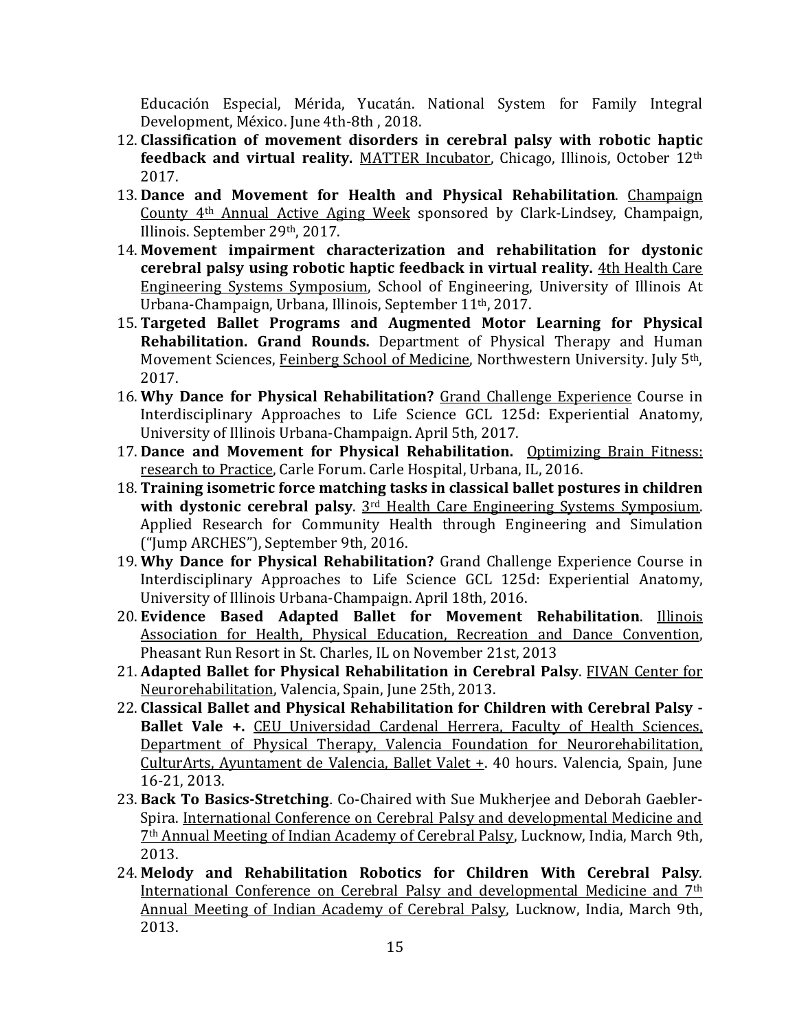Educación Especial, Mérida, Yucatán. National System for Family Integral Development, México. June 4th-8th , 2018.

12. **Classification of movement disorders in cerebral palsy with robotic haptic feedback and virtual reality.** MATTER Incubator, Chicago, Illinois, October 12th 2017.
13. **Dance and Movement for Health and Physical Rehabilitation**. Champaign County 4th Annual Active Aging Week sponsored by Clark-Lindsey, Champaign, Illinois. September 29th, 2017.
14. **Movement impairment characterization and rehabilitation for dystonic cerebral palsy using robotic haptic feedback in virtual reality.** 4th Health Care Engineering Systems Symposium, School of Engineering, University of Illinois At Urbana-Champaign, Urbana, Illinois, September 11th, 2017.
15. **Targeted Ballet Programs and Augmented Motor Learning for Physical Rehabilitation. Grand Rounds.** Department of Physical Therapy and Human Movement Sciences, Feinberg School of Medicine, Northwestern University. July 5th, 2017.
16. **Why Dance for Physical Rehabilitation?** Grand Challenge Experience Course in Interdisciplinary Approaches to Life Science GCL 125d: Experiential Anatomy, University of Illinois Urbana-Champaign. April 5th, 2017.
17. **Dance and Movement for Physical Rehabilitation.** Optimizing Brain Fitness: research to Practice, Carle Forum. Carle Hospital, Urbana, IL, 2016.
18. **Training isometric force matching tasks in classical ballet postures in children with dystonic cerebral palsy**. 3rd Health Care Engineering Systems Symposium. Applied Research for Community Health through Engineering and Simulation ("Jump ARCHES"), September 9th, 2016.
19. **Why Dance for Physical Rehabilitation?** Grand Challenge Experience Course in Interdisciplinary Approaches to Life Science GCL 125d: Experiential Anatomy, University of Illinois Urbana-Champaign. April 18th, 2016.
20. **Evidence Based Adapted Ballet for Movement Rehabilitation**. Illinois Association for Health, Physical Education, Recreation and Dance Convention, Pheasant Run Resort in St. Charles, IL on November 21st, 2013
21. **Adapted Ballet for Physical Rehabilitation in Cerebral Palsy**. FIVAN Center for Neurorehabilitation, Valencia, Spain, June 25th, 2013.
22. **Classical Ballet and Physical Rehabilitation for Children with Cerebral Palsy - Ballet Vale +.** CEU Universidad Cardenal Herrera, Faculty of Health Sciences, Department of Physical Therapy, Valencia Foundation for Neurorehabilitation, CulturArts, Ayuntament de Valencia, Ballet Valet +. 40 hours. Valencia, Spain, June 16-21, 2013.
23. **Back To Basics-Stretching**. Co-Chaired with Sue Mukherjee and Deborah Gaebler-Spira. International Conference on Cerebral Palsy and developmental Medicine and 7th Annual Meeting of Indian Academy of Cerebral Palsy, Lucknow, India, March 9th, 2013.
24. **Melody and Rehabilitation Robotics for Children With Cerebral Palsy**. International Conference on Cerebral Palsy and developmental Medicine and 7th Annual Meeting of Indian Academy of Cerebral Palsy, Lucknow, India, March 9th, 2013.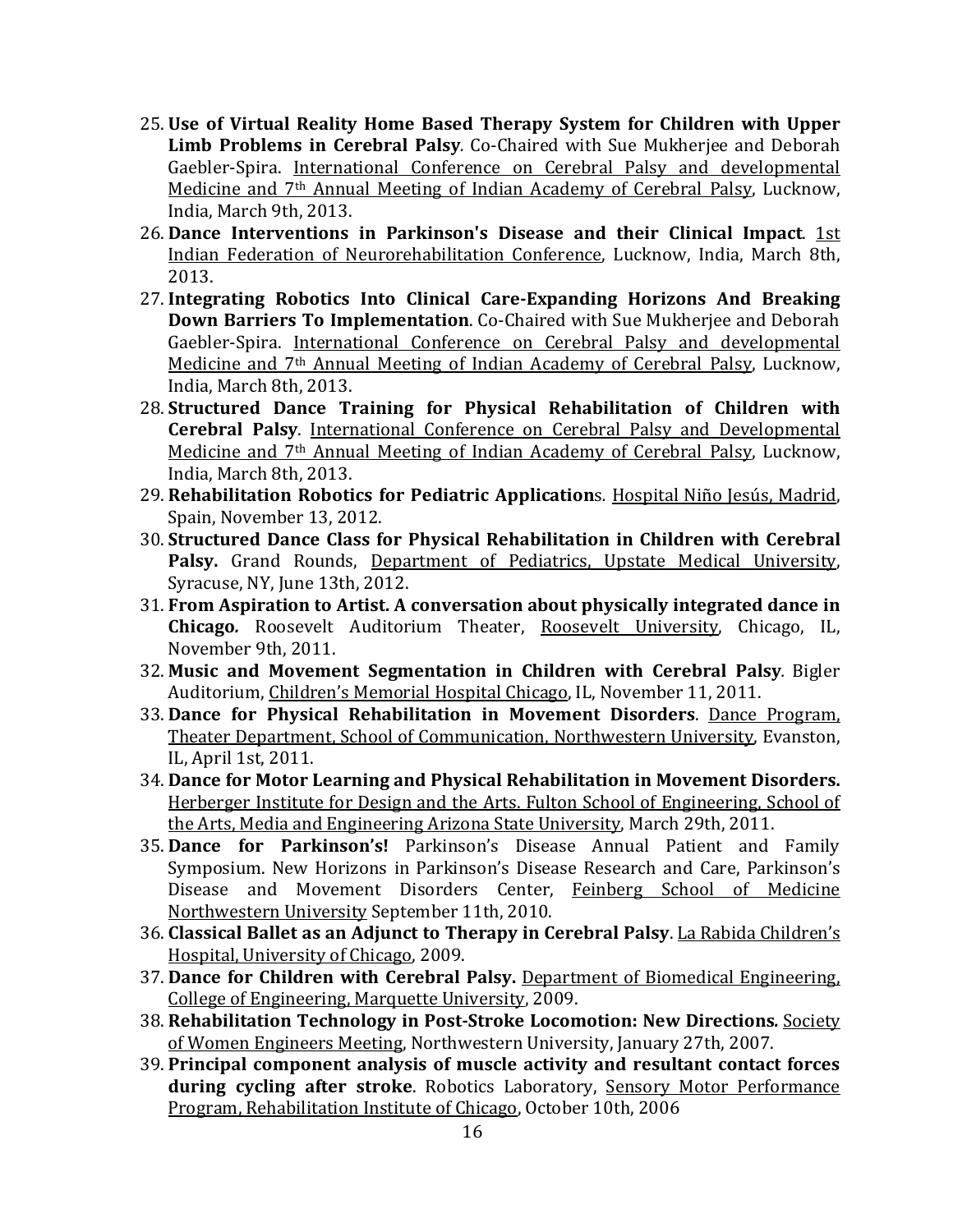25. **Use of Virtual Reality Home Based Therapy System for Children with Upper Limb Problems in Cerebral Palsy**. Co-Chaired with Sue Mukherjee and Deborah Gaebler-Spira. International Conference on Cerebral Palsy and developmental Medicine and 7th Annual Meeting of Indian Academy of Cerebral Palsy, Lucknow, India, March 9th, 2013.
26. **Dance Interventions in Parkinson's Disease and their Clinical Impact**. 1st Indian Federation of Neurorehabilitation Conference, Lucknow, India, March 8th, 2013.
27. **Integrating Robotics Into Clinical Care-Expanding Horizons And Breaking Down Barriers To Implementation**. Co-Chaired with Sue Mukherjee and Deborah Gaebler-Spira. International Conference on Cerebral Palsy and developmental Medicine and 7th Annual Meeting of Indian Academy of Cerebral Palsy, Lucknow, India, March 8th, 2013.
28. **Structured Dance Training for Physical Rehabilitation of Children with Cerebral Palsy**. International Conference on Cerebral Palsy and Developmental Medicine and 7th Annual Meeting of Indian Academy of Cerebral Palsy, Lucknow, India, March 8th, 2013.
29. **Rehabilitation Robotics for Pediatric Applications**. Hospital Niño Jesús, Madrid, Spain, November 13, 2012.
30. **Structured Dance Class for Physical Rehabilitation in Children with Cerebral Palsy.** Grand Rounds, Department of Pediatrics, Upstate Medical University, Syracuse, NY, June 13th, 2012.
31. **From Aspiration to Artist. A conversation about physically integrated dance in Chicago.** Roosevelt Auditorium Theater, Roosevelt University, Chicago, IL, November 9th, 2011.
32. **Music and Movement Segmentation in Children with Cerebral Palsy**. Bigler Auditorium, Children's Memorial Hospital Chicago, IL, November 11, 2011.
33. **Dance for Physical Rehabilitation in Movement Disorders**. Dance Program, Theater Department, School of Communication, Northwestern University, Evanston, IL, April 1st, 2011.
34. **Dance for Motor Learning and Physical Rehabilitation in Movement Disorders.** Herberger Institute for Design and the Arts. Fulton School of Engineering, School of the Arts, Media and Engineering Arizona State University, March 29th, 2011.
35. **Dance for Parkinson's!** Parkinson's Disease Annual Patient and Family Symposium. New Horizons in Parkinson's Disease Research and Care, Parkinson's Disease and Movement Disorders Center, Feinberg School of Medicine Northwestern University September 11th, 2010.
36. **Classical Ballet as an Adjunct to Therapy in Cerebral Palsy**. La Rabida Children's Hospital, University of Chicago, 2009.
37. **Dance for Children with Cerebral Palsy.** Department of Biomedical Engineering, College of Engineering, Marquette University, 2009.
38. **Rehabilitation Technology in Post-Stroke Locomotion: New Directions.** Society of Women Engineers Meeting, Northwestern University, January 27th, 2007.
39. **Principal component analysis of muscle activity and resultant contact forces during cycling after stroke**. Robotics Laboratory, Sensory Motor Performance Program, Rehabilitation Institute of Chicago, October 10th, 2006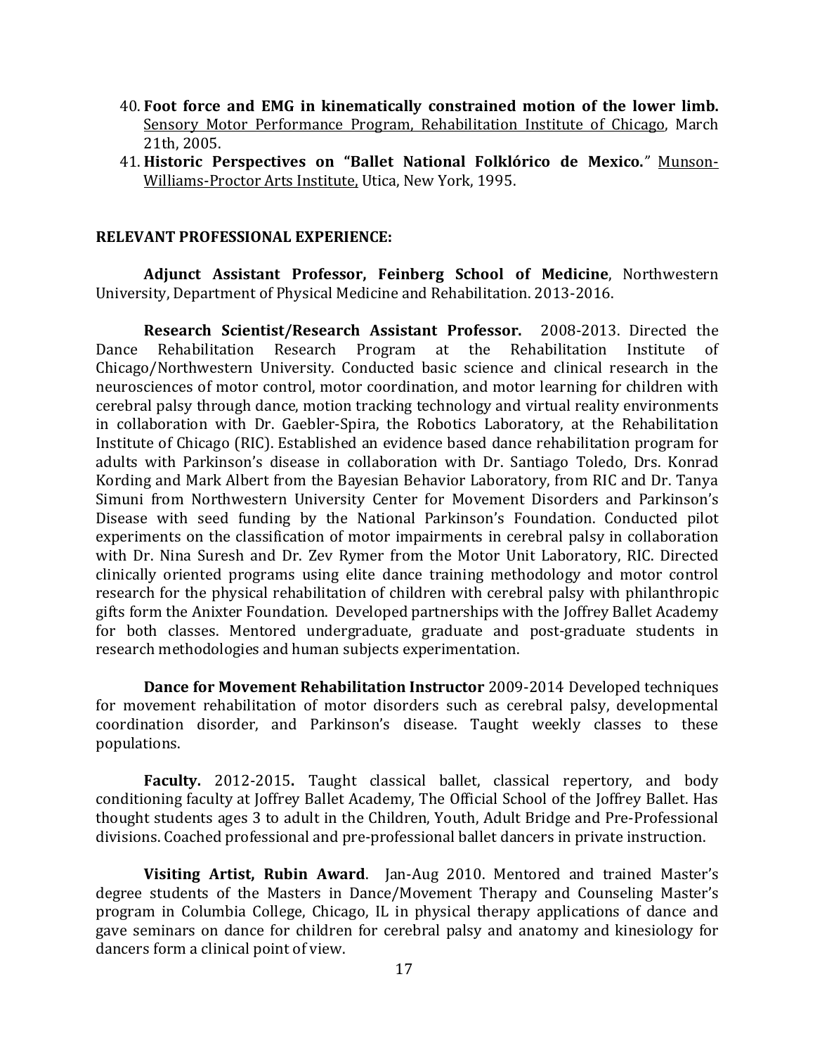40. **Foot force and EMG in kinematically constrained motion of the lower limb.** Sensory Motor Performance Program, Rehabilitation Institute of Chicago, March 21th, 2005.
41. **Historic Perspectives on "Ballet National Folklórico de Mexico."** Munson-Williams-Proctor Arts Institute, Utica, New York, 1995.

**RELEVANT PROFESSIONAL EXPERIENCE:**

**Adjunct Assistant Professor, Feinberg School of Medicine**, Northwestern University, Department of Physical Medicine and Rehabilitation. 2013-2016.

**Research Scientist/Research Assistant Professor.** 2008-2013. Directed the Dance Rehabilitation Research Program at the Rehabilitation Institute of Chicago/Northwestern University. Conducted basic science and clinical research in the neurosciences of motor control, motor coordination, and motor learning for children with cerebral palsy through dance, motion tracking technology and virtual reality environments in collaboration with Dr. Gaebler-Spira, the Robotics Laboratory, at the Rehabilitation Institute of Chicago (RIC). Established an evidence based dance rehabilitation program for adults with Parkinson's disease in collaboration with Dr. Santiago Toledo, Drs. Konrad Kording and Mark Albert from the Bayesian Behavior Laboratory, from RIC and Dr. Tanya Simuni from Northwestern University Center for Movement Disorders and Parkinson's Disease with seed funding by the National Parkinson's Foundation. Conducted pilot experiments on the classification of motor impairments in cerebral palsy in collaboration with Dr. Nina Suresh and Dr. Zev Rymer from the Motor Unit Laboratory, RIC. Directed clinically oriented programs using elite dance training methodology and motor control research for the physical rehabilitation of children with cerebral palsy with philanthropic gifts form the Anixter Foundation. Developed partnerships with the Joffrey Ballet Academy for both classes. Mentored undergraduate, graduate and post-graduate students in research methodologies and human subjects experimentation.

**Dance for Movement Rehabilitation Instructor** 2009-2014 Developed techniques for movement rehabilitation of motor disorders such as cerebral palsy, developmental coordination disorder, and Parkinson's disease. Taught weekly classes to these populations.

**Faculty.** 2012-2015**.** Taught classical ballet, classical repertory, and body conditioning faculty at Joffrey Ballet Academy, The Official School of the Joffrey Ballet. Has thought students ages 3 to adult in the Children, Youth, Adult Bridge and Pre-Professional divisions. Coached professional and pre-professional ballet dancers in private instruction.

**Visiting Artist, Rubin Award**. Jan-Aug 2010. Mentored and trained Master's degree students of the Masters in Dance/Movement Therapy and Counseling Master's program in Columbia College, Chicago, IL in physical therapy applications of dance and gave seminars on dance for children for cerebral palsy and anatomy and kinesiology for dancers form a clinical point of view.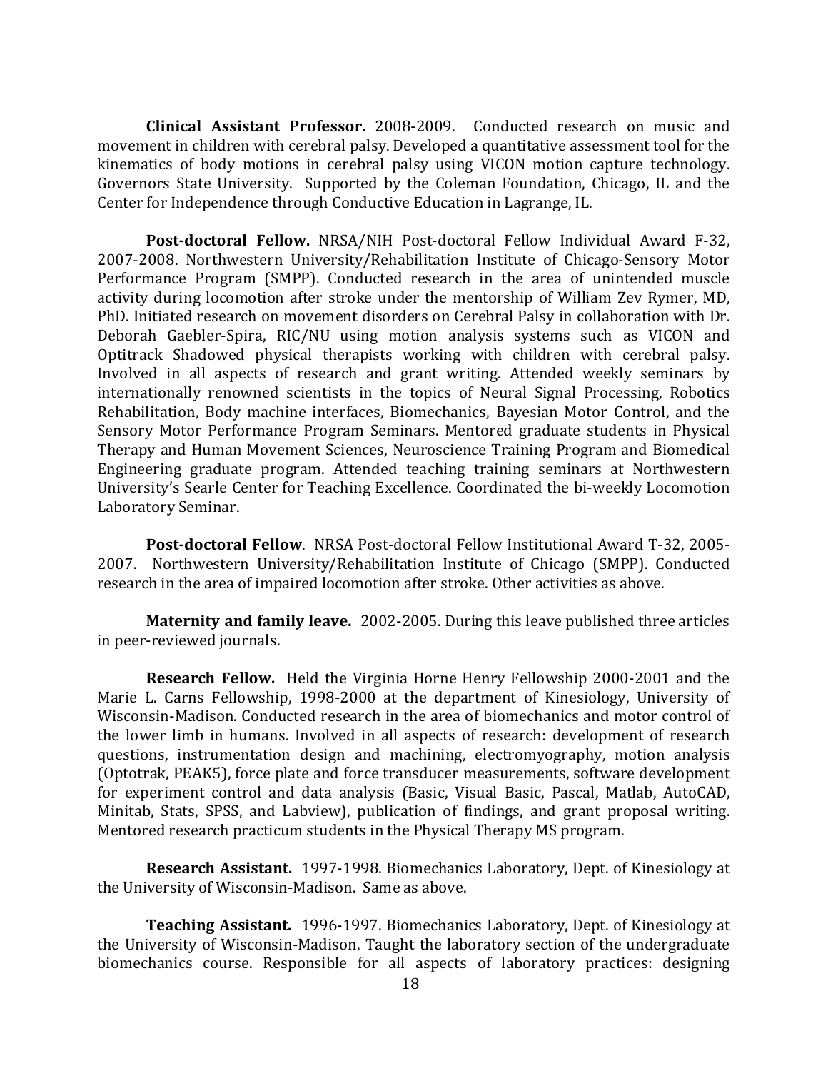**Clinical Assistant Professor.** 2008-2009. Conducted research on music and movement in children with cerebral palsy. Developed a quantitative assessment tool for the kinematics of body motions in cerebral palsy using VICON motion capture technology. Governors State University. Supported by the Coleman Foundation, Chicago, IL and the Center for Independence through Conductive Education in Lagrange, IL.

**Post-doctoral Fellow.** NRSA/NIH Post-doctoral Fellow Individual Award F-32, 2007-2008. Northwestern University/Rehabilitation Institute of Chicago-Sensory Motor Performance Program (SMPP). Conducted research in the area of unintended muscle activity during locomotion after stroke under the mentorship of William Zev Rymer, MD, PhD. Initiated research on movement disorders on Cerebral Palsy in collaboration with Dr. Deborah Gaebler-Spira, RIC/NU using motion analysis systems such as VICON and Optitrack Shadowed physical therapists working with children with cerebral palsy. Involved in all aspects of research and grant writing. Attended weekly seminars by internationally renowned scientists in the topics of Neural Signal Processing, Robotics Rehabilitation, Body machine interfaces, Biomechanics, Bayesian Motor Control, and the Sensory Motor Performance Program Seminars. Mentored graduate students in Physical Therapy and Human Movement Sciences, Neuroscience Training Program and Biomedical Engineering graduate program. Attended teaching training seminars at Northwestern University's Searle Center for Teaching Excellence. Coordinated the bi-weekly Locomotion Laboratory Seminar.

**Post-doctoral Fellow**. NRSA Post-doctoral Fellow Institutional Award T-32, 2005-2007. Northwestern University/Rehabilitation Institute of Chicago (SMPP). Conducted research in the area of impaired locomotion after stroke. Other activities as above.

**Maternity and family leave.** 2002-2005. During this leave published three articles in peer-reviewed journals.

**Research Fellow.** Held the Virginia Horne Henry Fellowship 2000-2001 and the Marie L. Carns Fellowship, 1998-2000 at the department of Kinesiology, University of Wisconsin-Madison. Conducted research in the area of biomechanics and motor control of the lower limb in humans. Involved in all aspects of research: development of research questions, instrumentation design and machining, electromyography, motion analysis (Optotrak, PEAK5), force plate and force transducer measurements, software development for experiment control and data analysis (Basic, Visual Basic, Pascal, Matlab, AutoCAD, Minitab, Stats, SPSS, and Labview), publication of findings, and grant proposal writing. Mentored research practicum students in the Physical Therapy MS program.

**Research Assistant.** 1997-1998. Biomechanics Laboratory, Dept. of Kinesiology at the University of Wisconsin-Madison. Same as above.

**Teaching Assistant.** 1996-1997. Biomechanics Laboratory, Dept. of Kinesiology at the University of Wisconsin-Madison. Taught the laboratory section of the undergraduate biomechanics course. Responsible for all aspects of laboratory practices: designing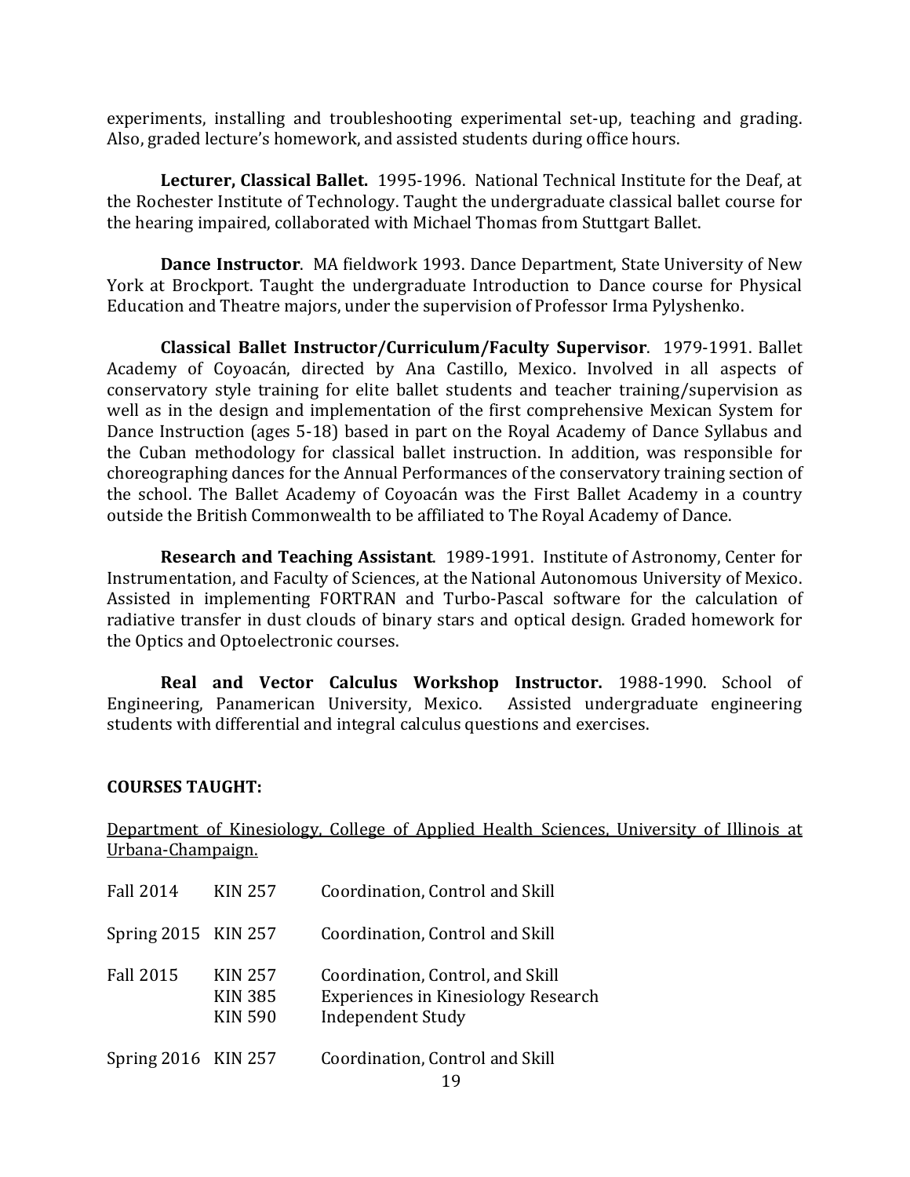experiments, installing and troubleshooting experimental set-up, teaching and grading. Also, graded lecture's homework, and assisted students during office hours.

**Lecturer, Classical Ballet.** 1995-1996. National Technical Institute for the Deaf, at the Rochester Institute of Technology. Taught the undergraduate classical ballet course for the hearing impaired, collaborated with Michael Thomas from Stuttgart Ballet.

**Dance Instructor**. MA fieldwork 1993. Dance Department, State University of New York at Brockport. Taught the undergraduate Introduction to Dance course for Physical Education and Theatre majors, under the supervision of Professor Irma Pylyshenko.

**Classical Ballet Instructor/Curriculum/Faculty Supervisor**. 1979-1991. Ballet Academy of Coyoacán, directed by Ana Castillo, Mexico. Involved in all aspects of conservatory style training for elite ballet students and teacher training/supervision as well as in the design and implementation of the first comprehensive Mexican System for Dance Instruction (ages 5-18) based in part on the Royal Academy of Dance Syllabus and the Cuban methodology for classical ballet instruction. In addition, was responsible for choreographing dances for the Annual Performances of the conservatory training section of the school. The Ballet Academy of Coyoacán was the First Ballet Academy in a country outside the British Commonwealth to be affiliated to The Royal Academy of Dance.

**Research and Teaching Assistant**. 1989-1991. Institute of Astronomy, Center for Instrumentation, and Faculty of Sciences, at the National Autonomous University of Mexico. Assisted in implementing FORTRAN and Turbo-Pascal software for the calculation of radiative transfer in dust clouds of binary stars and optical design. Graded homework for the Optics and Optoelectronic courses.

**Real and Vector Calculus Workshop Instructor.** 1988-1990. School of Engineering, Panamerican University, Mexico. Assisted undergraduate engineering students with differential and integral calculus questions and exercises.

**COURSES TAUGHT:**

Department of Kinesiology, College of Applied Health Sciences, University of Illinois at Urbana-Champaign.

| | | |
|---|---|---|
| Fall 2014 | KIN 257 | Coordination, Control and Skill |
| Spring 2015 | KIN 257 | Coordination, Control and Skill |
| Fall 2015 | KIN 257 | Coordination, Control, and Skill |
| | KIN 385 | Experiences in Kinesiology Research |
| | KIN 590 | Independent Study |
| Spring 2016 | KIN 257 | Coordination, Control and Skill |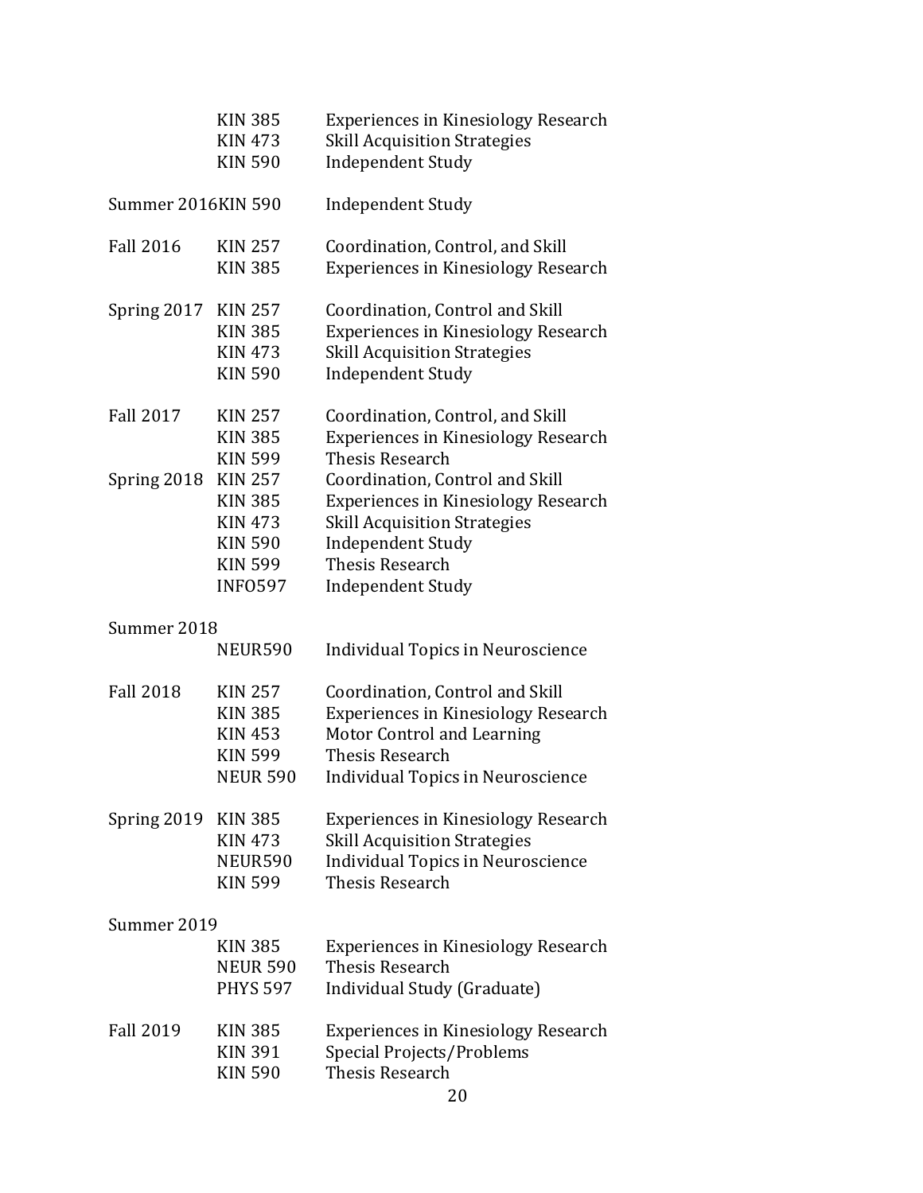| | | |
|---|---|---|
| | KIN 385 | Experiences in Kinesiology Research |
| | KIN 473 | Skill Acquisition Strategies |
| | KIN 590 | Independent Study |
| Summer 2016 | KIN 590 | Independent Study |
| Fall 2016 | KIN 257 | Coordination, Control, and Skill |
| | KIN 385 | Experiences in Kinesiology Research |
| Spring 2017 | KIN 257 | Coordination, Control and Skill |
| | KIN 385 | Experiences in Kinesiology Research |
| | KIN 473 | Skill Acquisition Strategies |
| | KIN 590 | Independent Study |
| Fall 2017 | KIN 257 | Coordination, Control, and Skill |
| | KIN 385 | Experiences in Kinesiology Research |
| | KIN 599 | Thesis Research |
| Spring 2018 | KIN 257 | Coordination, Control and Skill |
| | KIN 385 | Experiences in Kinesiology Research |
| | KIN 473 | Skill Acquisition Strategies |
| | KIN 590 | Independent Study |
| | KIN 599 | Thesis Research |
| | INFO597 | Independent Study |
| Summer 2018 | | |
| | NEUR590 | Individual Topics in Neuroscience |
| Fall 2018 | KIN 257 | Coordination, Control and Skill |
| | KIN 385 | Experiences in Kinesiology Research |
| | KIN 453 | Motor Control and Learning |
| | KIN 599 | Thesis Research |
| | NEUR 590 | Individual Topics in Neuroscience |
| Spring 2019 | KIN 385 | Experiences in Kinesiology Research |
| | KIN 473 | Skill Acquisition Strategies |
| | NEUR590 | Individual Topics in Neuroscience |
| | KIN 599 | Thesis Research |
| Summer 2019 | | |
| | KIN 385 | Experiences in Kinesiology Research |
| | NEUR 590 | Thesis Research |
| | PHYS 597 | Individual Study (Graduate) |
| Fall 2019 | KIN 385 | Experiences in Kinesiology Research |
| | KIN 391 | Special Projects/Problems |
| | KIN 590 | Thesis Research |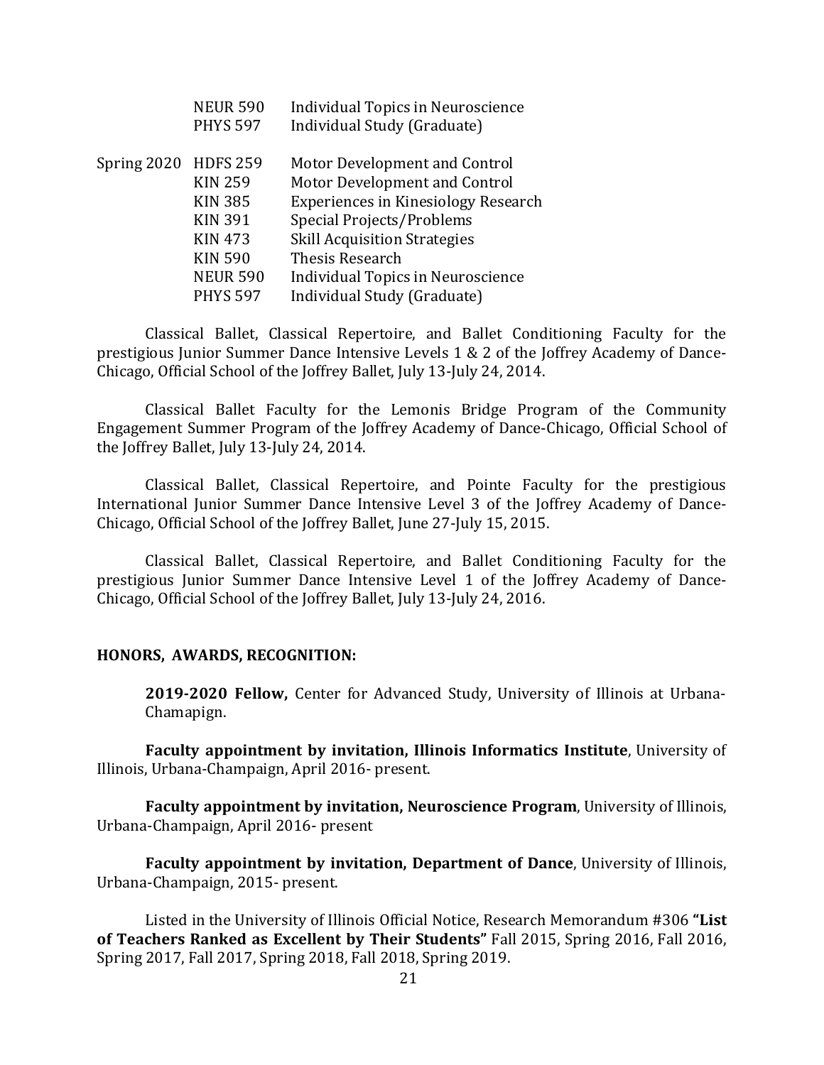| | | |
|---|---|---|
| | NEUR 590 | Individual Topics in Neuroscience |
| | PHYS 597 | Individual Study (Graduate) |
| Spring 2020 | HDFS 259 | Motor Development and Control |
| | KIN 259 | Motor Development and Control |
| | KIN 385 | Experiences in Kinesiology Research |
| | KIN 391 | Special Projects/Problems |
| | KIN 473 | Skill Acquisition Strategies |
| | KIN 590 | Thesis Research |
| | NEUR 590 | Individual Topics in Neuroscience |
| | PHYS 597 | Individual Study (Graduate) |

Classical Ballet, Classical Repertoire, and Ballet Conditioning Faculty for the prestigious Junior Summer Dance Intensive Levels 1 & 2 of the Joffrey Academy of Dance-Chicago, Official School of the Joffrey Ballet, July 13-July 24, 2014.

Classical Ballet Faculty for the Lemonis Bridge Program of the Community Engagement Summer Program of the Joffrey Academy of Dance-Chicago, Official School of the Joffrey Ballet, July 13-July 24, 2014.

Classical Ballet, Classical Repertoire, and Pointe Faculty for the prestigious International Junior Summer Dance Intensive Level 3 of the Joffrey Academy of Dance-Chicago, Official School of the Joffrey Ballet, June 27-July 15, 2015.

Classical Ballet, Classical Repertoire, and Ballet Conditioning Faculty for the prestigious Junior Summer Dance Intensive Level 1 of the Joffrey Academy of Dance-Chicago, Official School of the Joffrey Ballet, July 13-July 24, 2016.

**HONORS, AWARDS, RECOGNITION:**

**2019-2020 Fellow,** Center for Advanced Study, University of Illinois at Urbana-Chamapign.

**Faculty appointment by invitation, Illinois Informatics Institute**, University of Illinois, Urbana-Champaign, April 2016- present.

**Faculty appointment by invitation, Neuroscience Program**, University of Illinois, Urbana-Champaign, April 2016- present

**Faculty appointment by invitation, Department of Dance**, University of Illinois, Urbana-Champaign, 2015- present.

Listed in the University of Illinois Official Notice, Research Memorandum #306 **"List of Teachers Ranked as Excellent by Their Students"** Fall 2015, Spring 2016, Fall 2016, Spring 2017, Fall 2017, Spring 2018, Fall 2018, Spring 2019.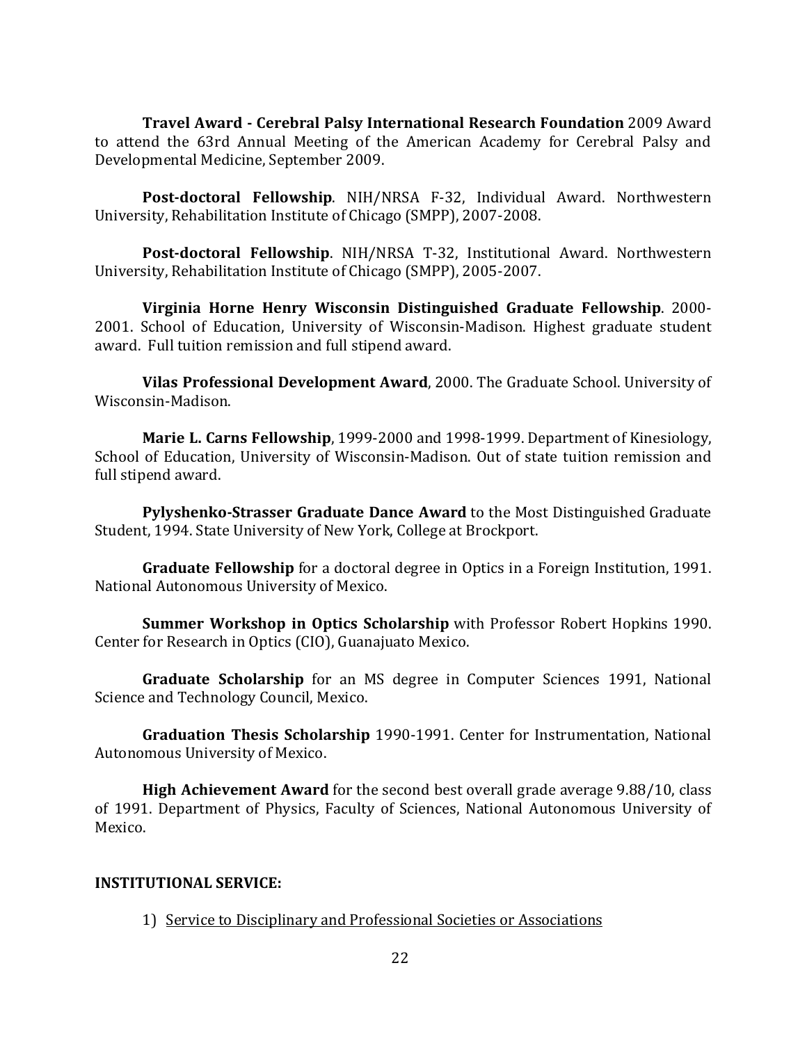**Travel Award - Cerebral Palsy International Research Foundation** 2009 Award to attend the 63rd Annual Meeting of the American Academy for Cerebral Palsy and Developmental Medicine, September 2009.

**Post-doctoral Fellowship**. NIH/NRSA F-32, Individual Award. Northwestern University, Rehabilitation Institute of Chicago (SMPP), 2007-2008.

**Post-doctoral Fellowship**. NIH/NRSA T-32, Institutional Award. Northwestern University, Rehabilitation Institute of Chicago (SMPP), 2005-2007.

**Virginia Horne Henry Wisconsin Distinguished Graduate Fellowship**. 2000-2001. School of Education, University of Wisconsin-Madison. Highest graduate student award. Full tuition remission and full stipend award.

**Vilas Professional Development Award**, 2000. The Graduate School. University of Wisconsin-Madison.

**Marie L. Carns Fellowship**, 1999-2000 and 1998-1999. Department of Kinesiology, School of Education, University of Wisconsin-Madison. Out of state tuition remission and full stipend award.

**Pylyshenko-Strasser Graduate Dance Award** to the Most Distinguished Graduate Student, 1994. State University of New York, College at Brockport.

**Graduate Fellowship** for a doctoral degree in Optics in a Foreign Institution, 1991. National Autonomous University of Mexico.

**Summer Workshop in Optics Scholarship** with Professor Robert Hopkins 1990. Center for Research in Optics (CIO), Guanajuato Mexico.

**Graduate Scholarship** for an MS degree in Computer Sciences 1991, National Science and Technology Council, Mexico.

**Graduation Thesis Scholarship** 1990-1991. Center for Instrumentation, National Autonomous University of Mexico.

**High Achievement Award** for the second best overall grade average 9.88/10, class of 1991. Department of Physics, Faculty of Sciences, National Autonomous University of Mexico.

**INSTITUTIONAL SERVICE:**

1) Service to Disciplinary and Professional Societies or Associations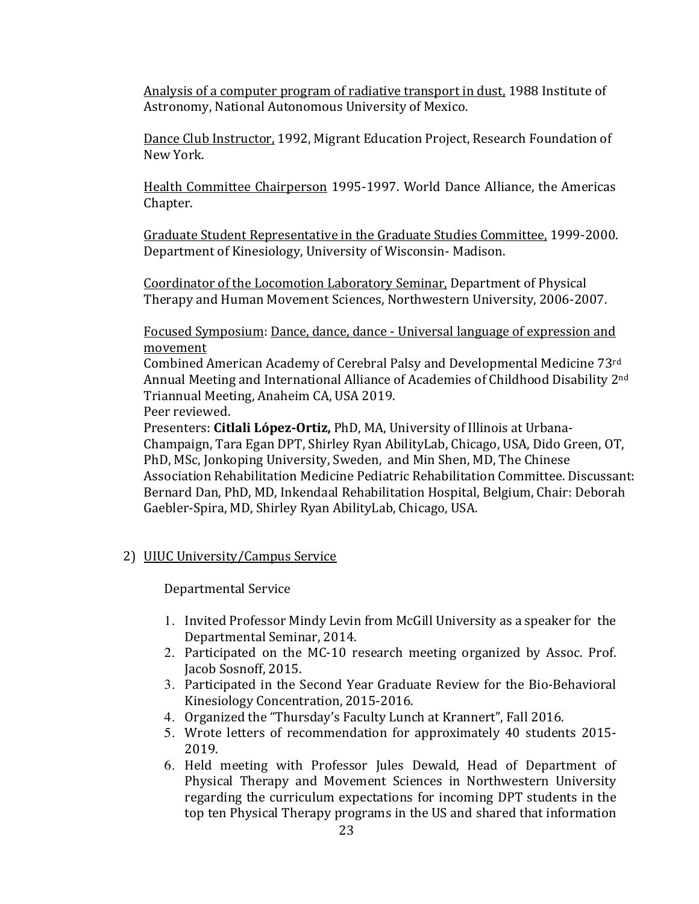Analysis of a computer program of radiative transport in dust, 1988 Institute of Astronomy, National Autonomous University of Mexico.

Dance Club Instructor, 1992, Migrant Education Project, Research Foundation of New York.

Health Committee Chairperson 1995-1997. World Dance Alliance, the Americas Chapter.

Graduate Student Representative in the Graduate Studies Committee, 1999-2000. Department of Kinesiology, University of Wisconsin- Madison.

Coordinator of the Locomotion Laboratory Seminar, Department of Physical Therapy and Human Movement Sciences, Northwestern University, 2006-2007.

Focused Symposium: Dance, dance, dance - Universal language of expression and movement
Combined American Academy of Cerebral Palsy and Developmental Medicine 73rd Annual Meeting and International Alliance of Academies of Childhood Disability 2nd Triannual Meeting, Anaheim CA, USA 2019.
Peer reviewed.
Presenters: **Citlali López-Ortiz,** PhD, MA, University of Illinois at Urbana-Champaign, Tara Egan DPT, Shirley Ryan AbilityLab, Chicago, USA, Dido Green, OT, PhD, MSc, Jonkoping University, Sweden, and Min Shen, MD, The Chinese Association Rehabilitation Medicine Pediatric Rehabilitation Committee. Discussant: Bernard Dan, PhD, MD, Inkendaal Rehabilitation Hospital, Belgium, Chair: Deborah Gaebler-Spira, MD, Shirley Ryan AbilityLab, Chicago, USA.

2) UIUC University/Campus Service

Departmental Service

1. Invited Professor Mindy Levin from McGill University as a speaker for the Departmental Seminar, 2014.
2. Participated on the MC-10 research meeting organized by Assoc. Prof. Jacob Sosnoff, 2015.
3. Participated in the Second Year Graduate Review for the Bio-Behavioral Kinesiology Concentration, 2015-2016.
4. Organized the "Thursday's Faculty Lunch at Krannert", Fall 2016.
5. Wrote letters of recommendation for approximately 40 students 2015-2019.
6. Held meeting with Professor Jules Dewald, Head of Department of Physical Therapy and Movement Sciences in Northwestern University regarding the curriculum expectations for incoming DPT students in the top ten Physical Therapy programs in the US and shared that information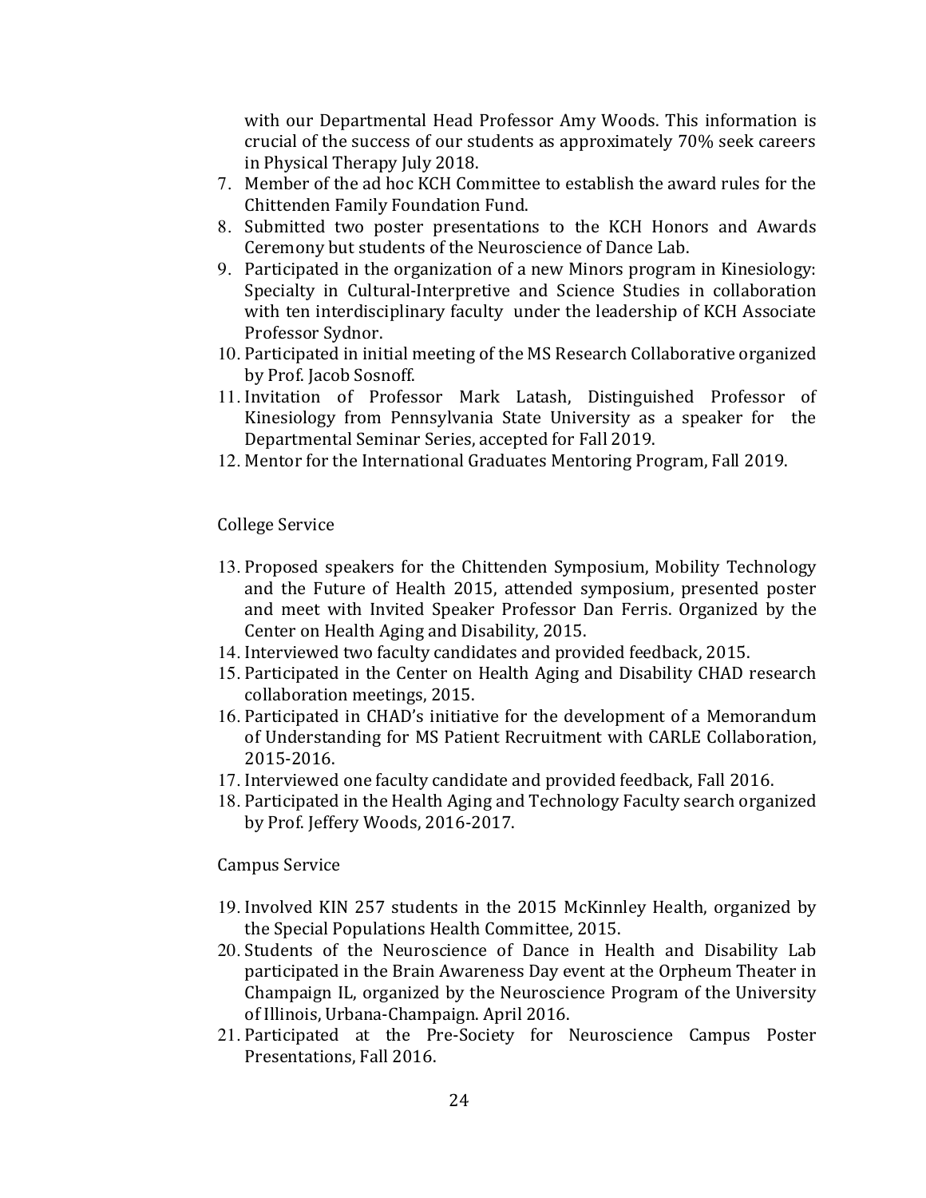with our Departmental Head Professor Amy Woods. This information is crucial of the success of our students as approximately 70% seek careers in Physical Therapy July 2018.

7. Member of the ad hoc KCH Committee to establish the award rules for the Chittenden Family Foundation Fund.
8. Submitted two poster presentations to the KCH Honors and Awards Ceremony but students of the Neuroscience of Dance Lab.
9. Participated in the organization of a new Minors program in Kinesiology: Specialty in Cultural-Interpretive and Science Studies in collaboration with ten interdisciplinary faculty under the leadership of KCH Associate Professor Sydnor.
10. Participated in initial meeting of the MS Research Collaborative organized by Prof. Jacob Sosnoff.
11. Invitation of Professor Mark Latash, Distinguished Professor of Kinesiology from Pennsylvania State University as a speaker for the Departmental Seminar Series, accepted for Fall 2019.
12. Mentor for the International Graduates Mentoring Program, Fall 2019.

College Service

13. Proposed speakers for the Chittenden Symposium, Mobility Technology and the Future of Health 2015, attended symposium, presented poster and meet with Invited Speaker Professor Dan Ferris. Organized by the Center on Health Aging and Disability, 2015.
14. Interviewed two faculty candidates and provided feedback, 2015.
15. Participated in the Center on Health Aging and Disability CHAD research collaboration meetings, 2015.
16. Participated in CHAD's initiative for the development of a Memorandum of Understanding for MS Patient Recruitment with CARLE Collaboration, 2015-2016.
17. Interviewed one faculty candidate and provided feedback, Fall 2016.
18. Participated in the Health Aging and Technology Faculty search organized by Prof. Jeffery Woods, 2016-2017.

Campus Service

19. Involved KIN 257 students in the 2015 McKinnley Health, organized by the Special Populations Health Committee, 2015.
20. Students of the Neuroscience of Dance in Health and Disability Lab participated in the Brain Awareness Day event at the Orpheum Theater in Champaign IL, organized by the Neuroscience Program of the University of Illinois, Urbana-Champaign. April 2016.
21. Participated at the Pre-Society for Neuroscience Campus Poster Presentations, Fall 2016.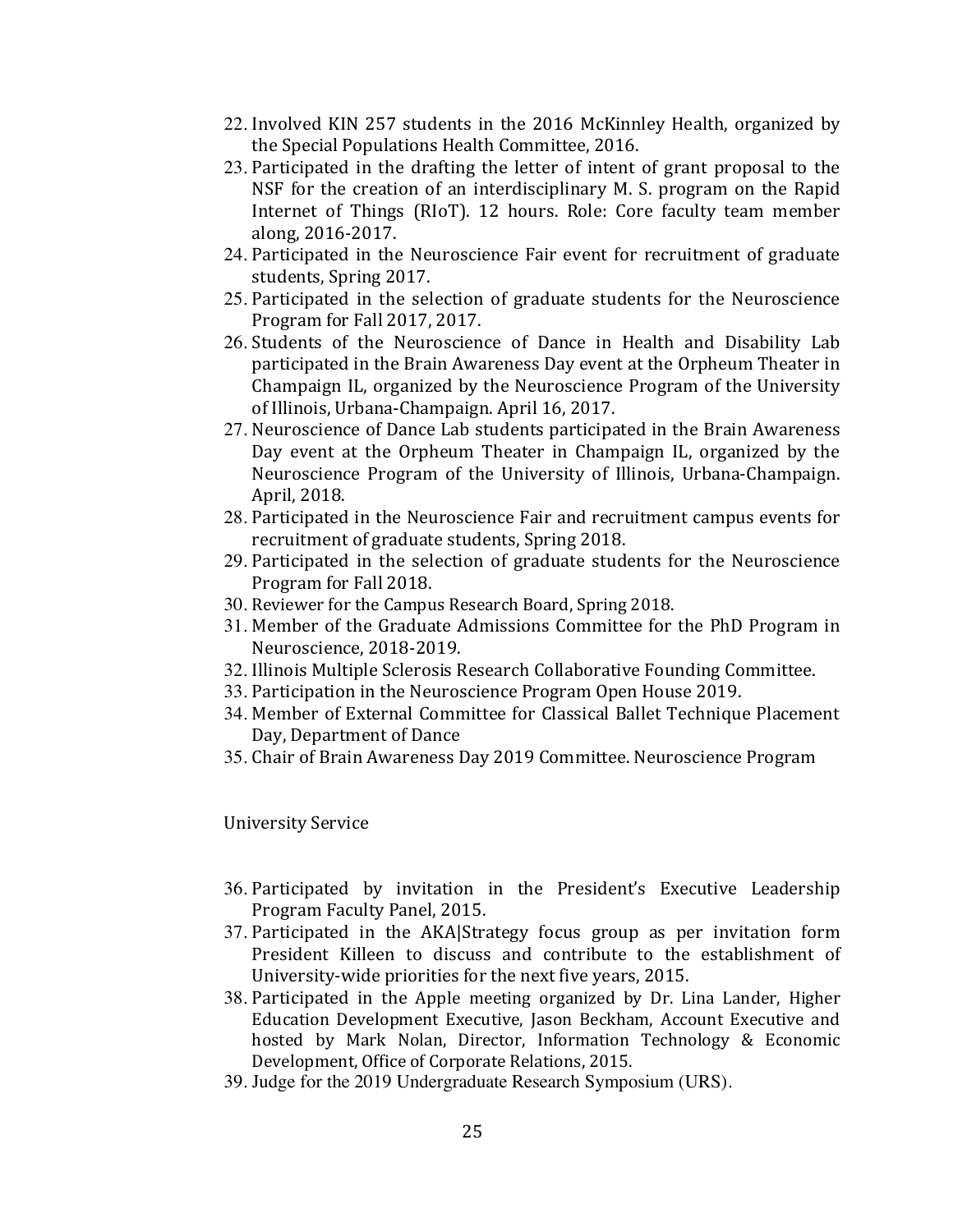22. Involved KIN 257 students in the 2016 McKinnley Health, organized by the Special Populations Health Committee, 2016.
23. Participated in the drafting the letter of intent of grant proposal to the NSF for the creation of an interdisciplinary M. S. program on the Rapid Internet of Things (RIoT). 12 hours. Role: Core faculty team member along, 2016-2017.
24. Participated in the Neuroscience Fair event for recruitment of graduate students, Spring 2017.
25. Participated in the selection of graduate students for the Neuroscience Program for Fall 2017, 2017.
26. Students of the Neuroscience of Dance in Health and Disability Lab participated in the Brain Awareness Day event at the Orpheum Theater in Champaign IL, organized by the Neuroscience Program of the University of Illinois, Urbana-Champaign. April 16, 2017.
27. Neuroscience of Dance Lab students participated in the Brain Awareness Day event at the Orpheum Theater in Champaign IL, organized by the Neuroscience Program of the University of Illinois, Urbana-Champaign. April, 2018.
28. Participated in the Neuroscience Fair and recruitment campus events for recruitment of graduate students, Spring 2018.
29. Participated in the selection of graduate students for the Neuroscience Program for Fall 2018.
30. Reviewer for the Campus Research Board, Spring 2018.
31. Member of the Graduate Admissions Committee for the PhD Program in Neuroscience, 2018-2019.
32. Illinois Multiple Sclerosis Research Collaborative Founding Committee.
33. Participation in the Neuroscience Program Open House 2019.
34. Member of External Committee for Classical Ballet Technique Placement Day, Department of Dance
35. Chair of Brain Awareness Day 2019 Committee. Neuroscience Program

University Service

36. Participated by invitation in the President's Executive Leadership Program Faculty Panel, 2015.
37. Participated in the AKA|Strategy focus group as per invitation form President Killeen to discuss and contribute to the establishment of University-wide priorities for the next five years, 2015.
38. Participated in the Apple meeting organized by Dr. Lina Lander, Higher Education Development Executive, Jason Beckham, Account Executive and hosted by Mark Nolan, Director, Information Technology & Economic Development, Office of Corporate Relations, 2015.
39. Judge for the 2019 Undergraduate Research Symposium (URS).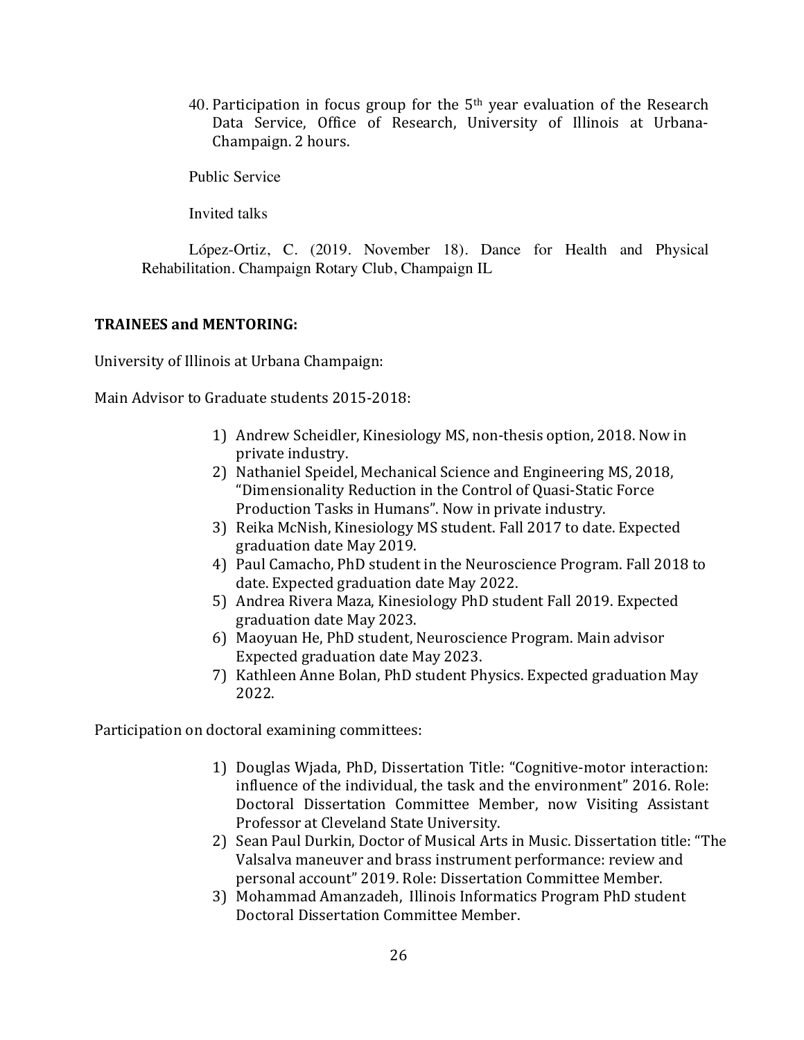40. Participation in focus group for the 5th year evaluation of the Research Data Service, Office of Research, University of Illinois at Urbana-Champaign. 2 hours.

Public Service

Invited talks

López-Ortiz, C. (2019. November 18). Dance for Health and Physical Rehabilitation. Champaign Rotary Club, Champaign IL

**TRAINEES and MENTORING:**

University of Illinois at Urbana Champaign:

Main Advisor to Graduate students 2015-2018:

1) Andrew Scheidler, Kinesiology MS, non-thesis option, 2018. Now in private industry.
2) Nathaniel Speidel, Mechanical Science and Engineering MS, 2018, "Dimensionality Reduction in the Control of Quasi-Static Force Production Tasks in Humans". Now in private industry.
3) Reika McNish, Kinesiology MS student. Fall 2017 to date. Expected graduation date May 2019.
4) Paul Camacho, PhD student in the Neuroscience Program. Fall 2018 to date. Expected graduation date May 2022.
5) Andrea Rivera Maza, Kinesiology PhD student Fall 2019. Expected graduation date May 2023.
6) Maoyuan He, PhD student, Neuroscience Program. Main advisor Expected graduation date May 2023.
7) Kathleen Anne Bolan, PhD student Physics. Expected graduation May 2022.

Participation on doctoral examining committees:

1) Douglas Wjada, PhD, Dissertation Title: "Cognitive-motor interaction: influence of the individual, the task and the environment" 2016. Role: Doctoral Dissertation Committee Member, now Visiting Assistant Professor at Cleveland State University.
2) Sean Paul Durkin, Doctor of Musical Arts in Music. Dissertation title: "The Valsalva maneuver and brass instrument performance: review and personal account" 2019. Role: Dissertation Committee Member.
3) Mohammad Amanzadeh, Illinois Informatics Program PhD student Doctoral Dissertation Committee Member.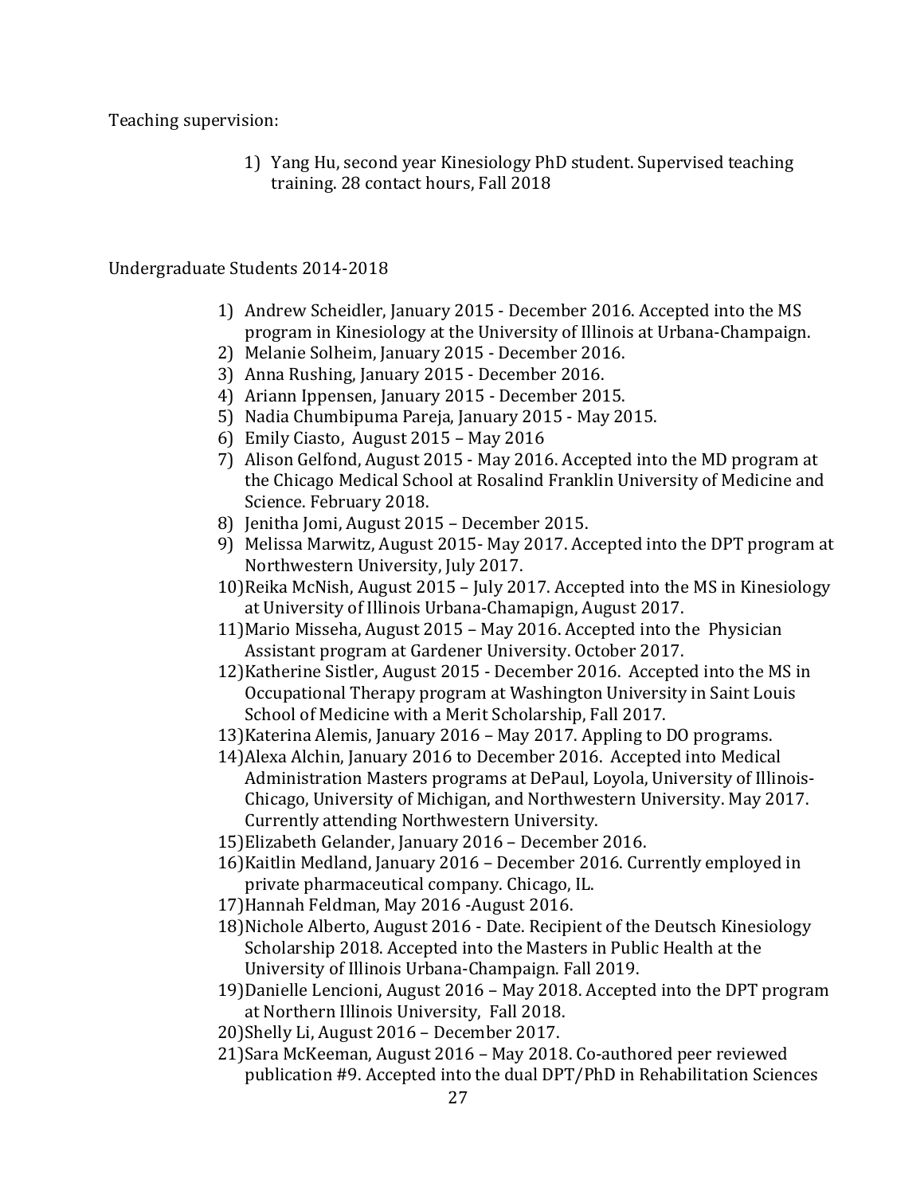Teaching supervision:

1) Yang Hu, second year Kinesiology PhD student. Supervised teaching training. 28 contact hours, Fall 2018

Undergraduate Students 2014-2018

1) Andrew Scheidler, January 2015 - December 2016. Accepted into the MS program in Kinesiology at the University of Illinois at Urbana-Champaign.
2) Melanie Solheim, January 2015 - December 2016.
3) Anna Rushing, January 2015 - December 2016.
4) Ariann Ippensen, January 2015 - December 2015.
5) Nadia Chumbipuma Pareja, January 2015 - May 2015.
6) Emily Ciasto, August 2015 – May 2016
7) Alison Gelfond, August 2015 - May 2016. Accepted into the MD program at the Chicago Medical School at Rosalind Franklin University of Medicine and Science. February 2018.
8) Jenitha Jomi, August 2015 – December 2015.
9) Melissa Marwitz, August 2015- May 2017. Accepted into the DPT program at Northwestern University, July 2017.
10) Reika McNish, August 2015 – July 2017. Accepted into the MS in Kinesiology at University of Illinois Urbana-Chamapign, August 2017.
11) Mario Misseha, August 2015 – May 2016. Accepted into the Physician Assistant program at Gardener University. October 2017.
12) Katherine Sistler, August 2015 - December 2016. Accepted into the MS in Occupational Therapy program at Washington University in Saint Louis School of Medicine with a Merit Scholarship, Fall 2017.
13) Katerina Alemis, January 2016 – May 2017. Appling to DO programs.
14) Alexa Alchin, January 2016 to December 2016. Accepted into Medical Administration Masters programs at DePaul, Loyola, University of Illinois-Chicago, University of Michigan, and Northwestern University. May 2017. Currently attending Northwestern University.
15) Elizabeth Gelander, January 2016 – December 2016.
16) Kaitlin Medland, January 2016 – December 2016. Currently employed in private pharmaceutical company. Chicago, IL.
17) Hannah Feldman, May 2016 -August 2016.
18) Nichole Alberto, August 2016 - Date. Recipient of the Deutsch Kinesiology Scholarship 2018. Accepted into the Masters in Public Health at the University of Illinois Urbana-Champaign. Fall 2019.
19) Danielle Lencioni, August 2016 – May 2018. Accepted into the DPT program at Northern Illinois University, Fall 2018.
20) Shelly Li, August 2016 – December 2017.
21) Sara McKeeman, August 2016 – May 2018. Co-authored peer reviewed publication #9. Accepted into the dual DPT/PhD in Rehabilitation Sciences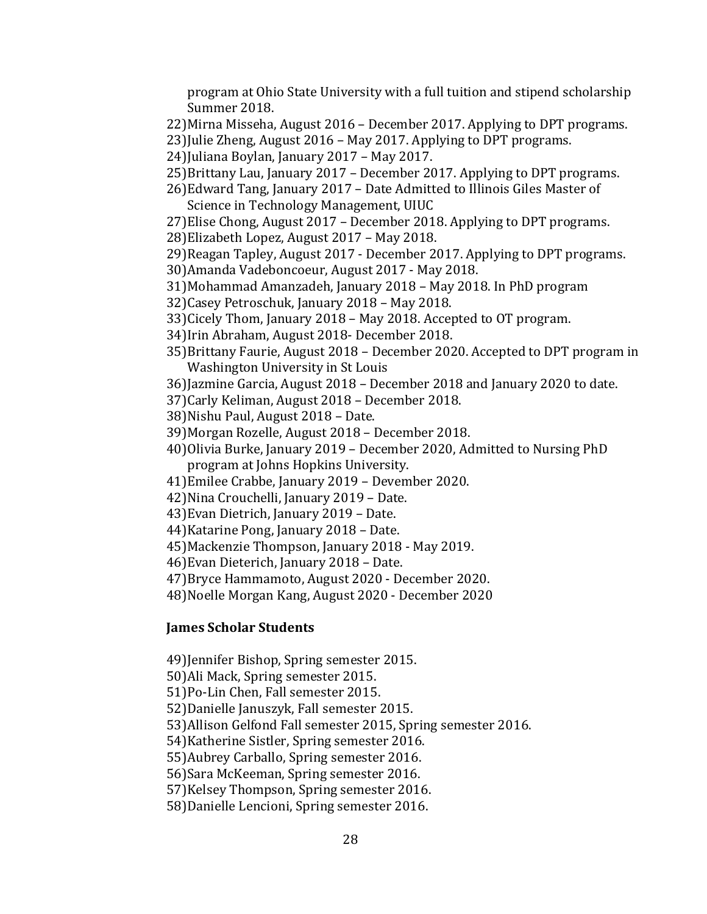program at Ohio State University with a full tuition and stipend scholarship Summer 2018.

22) Mirna Misseha, August 2016 – December 2017. Applying to DPT programs.
23) Julie Zheng, August 2016 – May 2017. Applying to DPT programs.
24) Juliana Boylan, January 2017 – May 2017.
25) Brittany Lau, January 2017 – December 2017. Applying to DPT programs.
26) Edward Tang, January 2017 – Date Admitted to Illinois Giles Master of Science in Technology Management, UIUC
27) Elise Chong, August 2017 – December 2018. Applying to DPT programs.
28) Elizabeth Lopez, August 2017 – May 2018.
29) Reagan Tapley, August 2017 - December 2017. Applying to DPT programs.
30) Amanda Vadeboncoeur, August 2017 - May 2018.
31) Mohammad Amanzadeh, January 2018 – May 2018. In PhD program
32) Casey Petroschuk, January 2018 – May 2018.
33) Cicely Thom, January 2018 – May 2018. Accepted to OT program.
34) Irin Abraham, August 2018- December 2018.
35) Brittany Faurie, August 2018 – December 2020. Accepted to DPT program in Washington University in St Louis
36) Jazmine Garcia, August 2018 – December 2018 and January 2020 to date.
37) Carly Keliman, August 2018 – December 2018.
38) Nishu Paul, August 2018 – Date.
39) Morgan Rozelle, August 2018 – December 2018.
40) Olivia Burke, January 2019 – December 2020, Admitted to Nursing PhD program at Johns Hopkins University.
41) Emilee Crabbe, January 2019 – Devember 2020.
42) Nina Crouchelli, January 2019 – Date.
43) Evan Dietrich, January 2019 – Date.
44) Katarine Pong, January 2018 – Date.
45) Mackenzie Thompson, January 2018 - May 2019.
46) Evan Dieterich, January 2018 – Date.
47) Bryce Hammamoto, August 2020 - December 2020.
48) Noelle Morgan Kang, August 2020 - December 2020

**James Scholar Students**

49) Jennifer Bishop, Spring semester 2015.
50) Ali Mack, Spring semester 2015.
51) Po-Lin Chen, Fall semester 2015.
52) Danielle Januszyk, Fall semester 2015.
53) Allison Gelfond Fall semester 2015, Spring semester 2016.
54) Katherine Sistler, Spring semester 2016.
55) Aubrey Carballo, Spring semester 2016.
56) Sara McKeeman, Spring semester 2016.
57) Kelsey Thompson, Spring semester 2016.
58) Danielle Lencioni, Spring semester 2016.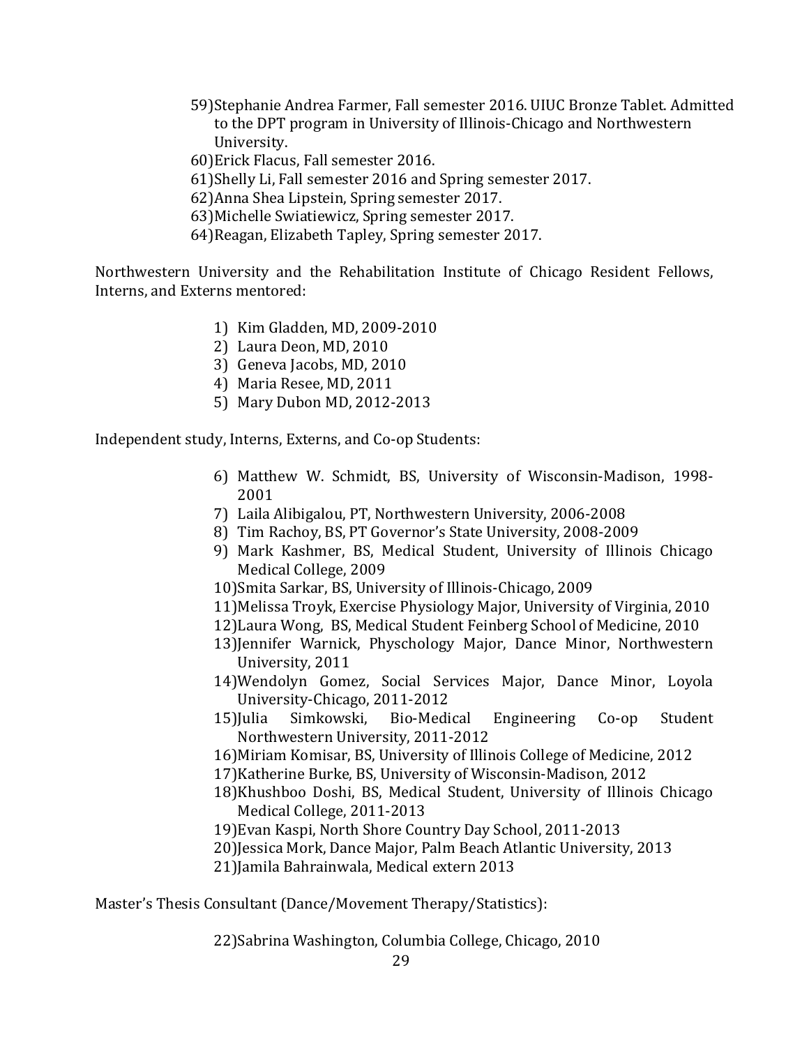59) Stephanie Andrea Farmer, Fall semester 2016. UIUC Bronze Tablet. Admitted to the DPT program in University of Illinois-Chicago and Northwestern University.
60) Erick Flacus, Fall semester 2016.
61) Shelly Li, Fall semester 2016 and Spring semester 2017.
62) Anna Shea Lipstein, Spring semester 2017.
63) Michelle Swiatiewicz, Spring semester 2017.
64) Reagan, Elizabeth Tapley, Spring semester 2017.

Northwestern University and the Rehabilitation Institute of Chicago Resident Fellows, Interns, and Externs mentored:

1) Kim Gladden, MD, 2009-2010
2) Laura Deon, MD, 2010
3) Geneva Jacobs, MD, 2010
4) Maria Resee, MD, 2011
5) Mary Dubon MD, 2012-2013

Independent study, Interns, Externs, and Co-op Students:

6) Matthew W. Schmidt, BS, University of Wisconsin-Madison, 1998-2001
7) Laila Alibigalou, PT, Northwestern University, 2006-2008
8) Tim Rachoy, BS, PT Governor's State University, 2008-2009
9) Mark Kashmer, BS, Medical Student, University of Illinois Chicago Medical College, 2009
10) Smita Sarkar, BS, University of Illinois-Chicago, 2009
11) Melissa Troyk, Exercise Physiology Major, University of Virginia, 2010
12) Laura Wong, BS, Medical Student Feinberg School of Medicine, 2010
13) Jennifer Warnick, Physchology Major, Dance Minor, Northwestern University, 2011
14) Wendolyn Gomez, Social Services Major, Dance Minor, Loyola University-Chicago, 2011-2012
15) Julia Simkowski, Bio-Medical Engineering Co-op Student Northwestern University, 2011-2012
16) Miriam Komisar, BS, University of Illinois College of Medicine, 2012
17) Katherine Burke, BS, University of Wisconsin-Madison, 2012
18) Khushboo Doshi, BS, Medical Student, University of Illinois Chicago Medical College, 2011-2013
19) Evan Kaspi, North Shore Country Day School, 2011-2013
20) Jessica Mork, Dance Major, Palm Beach Atlantic University, 2013
21) Jamila Bahrainwala, Medical extern 2013

Master's Thesis Consultant (Dance/Movement Therapy/Statistics):

22) Sabrina Washington, Columbia College, Chicago, 2010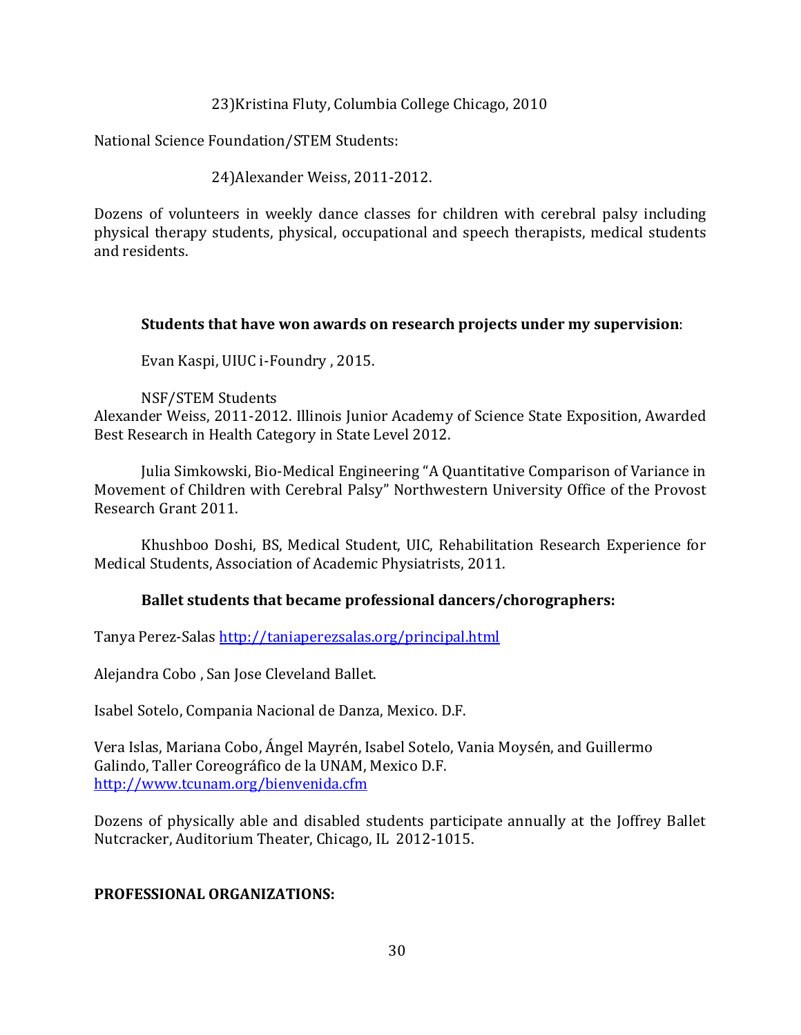23)Kristina Fluty, Columbia College Chicago, 2010

National Science Foundation/STEM Students:

24)Alexander Weiss, 2011-2012.

Dozens of volunteers in weekly dance classes for children with cerebral palsy including physical therapy students, physical, occupational and speech therapists, medical students and residents.

**Students that have won awards on research projects under my supervision**:

Evan Kaspi, UIUC i-Foundry , 2015.

NSF/STEM Students
Alexander Weiss, 2011-2012. Illinois Junior Academy of Science State Exposition, Awarded Best Research in Health Category in State Level 2012.

Julia Simkowski, Bio-Medical Engineering "A Quantitative Comparison of Variance in Movement of Children with Cerebral Palsy" Northwestern University Office of the Provost Research Grant 2011.

Khushboo Doshi, BS, Medical Student, UIC, Rehabilitation Research Experience for Medical Students, Association of Academic Physiatrists, 2011.

**Ballet students that became professional dancers/chorographers:**

Tanya Perez-Salas http://taniaperezsalas.org/principal.html

Alejandra Cobo , San Jose Cleveland Ballet.

Isabel Sotelo, Compania Nacional de Danza, Mexico. D.F.

Vera Islas, Mariana Cobo, Ángel Mayrén, Isabel Sotelo, Vania Moysén, and Guillermo Galindo, Taller Coreográfico de la UNAM, Mexico D.F.
http://www.tcunam.org/bienvenida.cfm

Dozens of physically able and disabled students participate annually at the Joffrey Ballet Nutcracker, Auditorium Theater, Chicago, IL 2012-1015.

**PROFESSIONAL ORGANIZATIONS:**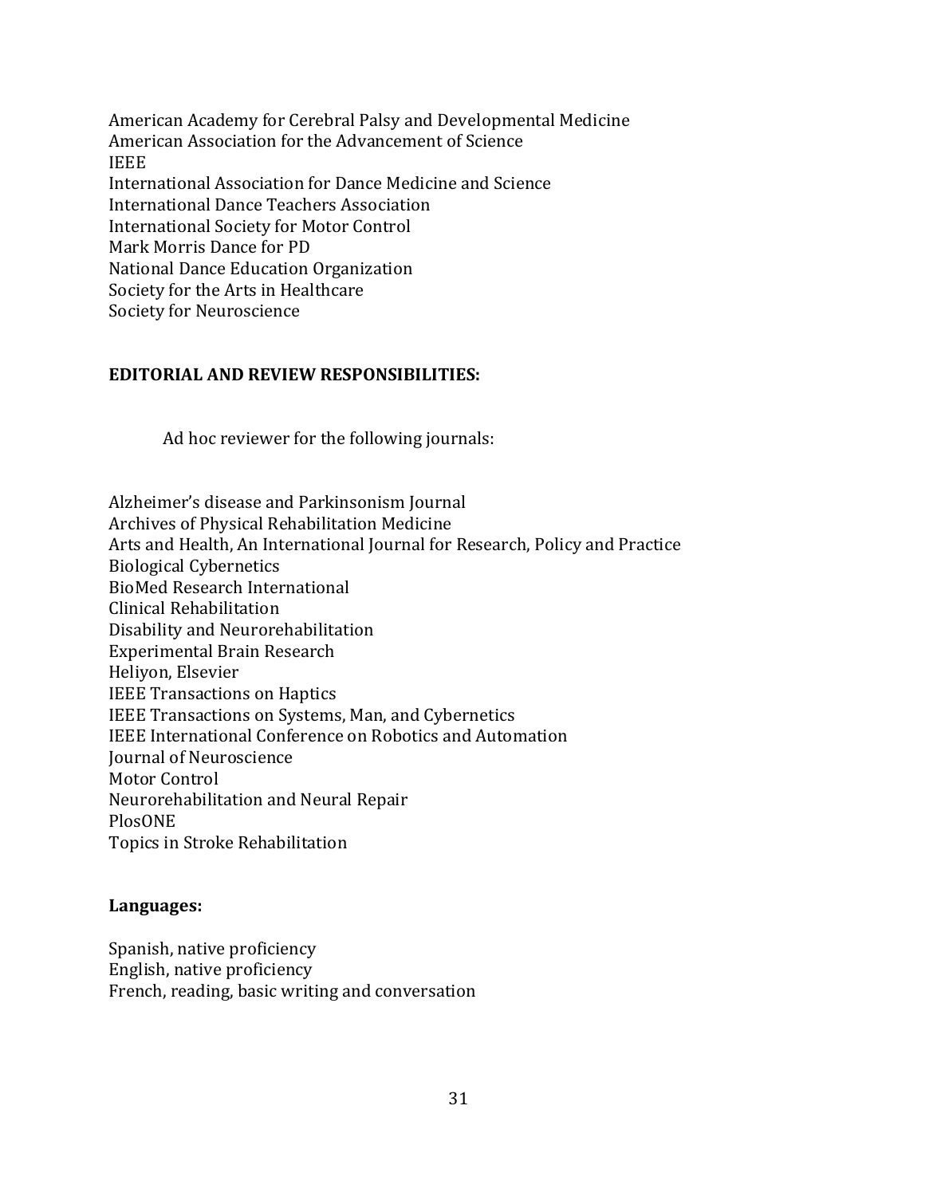American Academy for Cerebral Palsy and Developmental Medicine
American Association for the Advancement of Science
IEEE
International Association for Dance Medicine and Science
International Dance Teachers Association
International Society for Motor Control
Mark Morris Dance for PD
National Dance Education Organization
Society for the Arts in Healthcare
Society for Neuroscience

**EDITORIAL AND REVIEW RESPONSIBILITIES:**

Ad hoc reviewer for the following journals:

Alzheimer's disease and Parkinsonism Journal
Archives of Physical Rehabilitation Medicine
Arts and Health, An International Journal for Research, Policy and Practice
Biological Cybernetics
BioMed Research International
Clinical Rehabilitation
Disability and Neurorehabilitation
Experimental Brain Research
Heliyon, Elsevier
IEEE Transactions on Haptics
IEEE Transactions on Systems, Man, and Cybernetics
IEEE International Conference on Robotics and Automation
Journal of Neuroscience
Motor Control
Neurorehabilitation and Neural Repair
PlosONE
Topics in Stroke Rehabilitation

**Languages:**

Spanish, native proficiency
English, native proficiency
French, reading, basic writing and conversation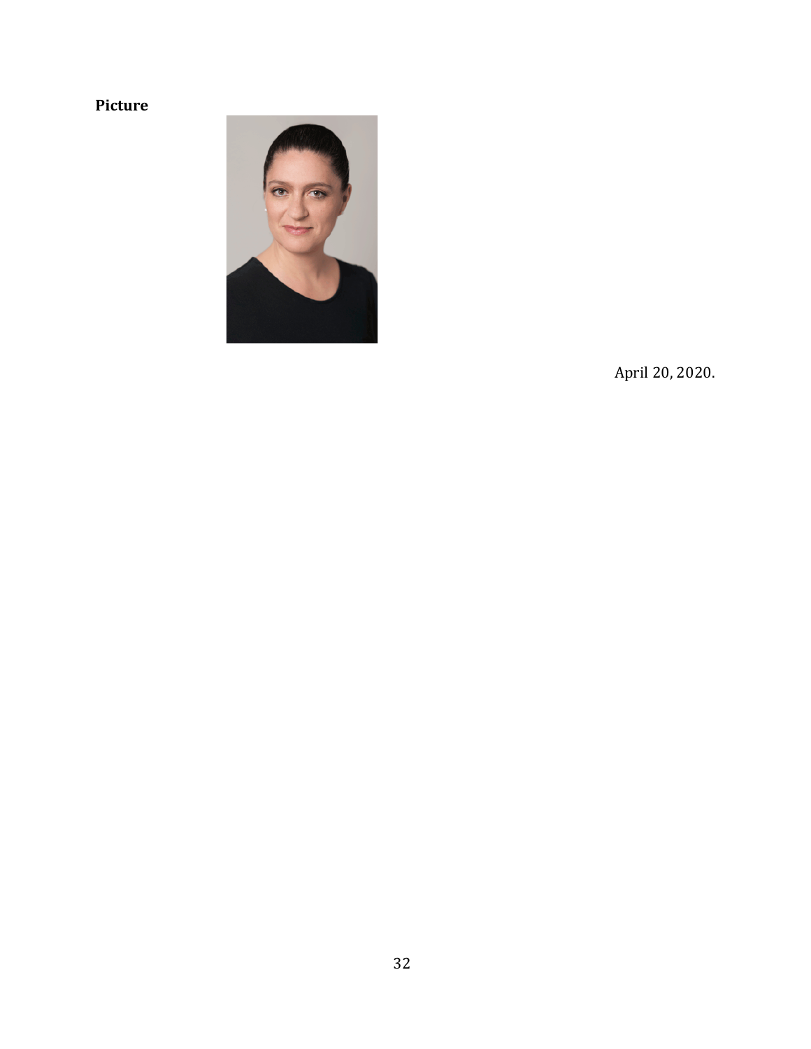**Picture**

April 20, 2020.